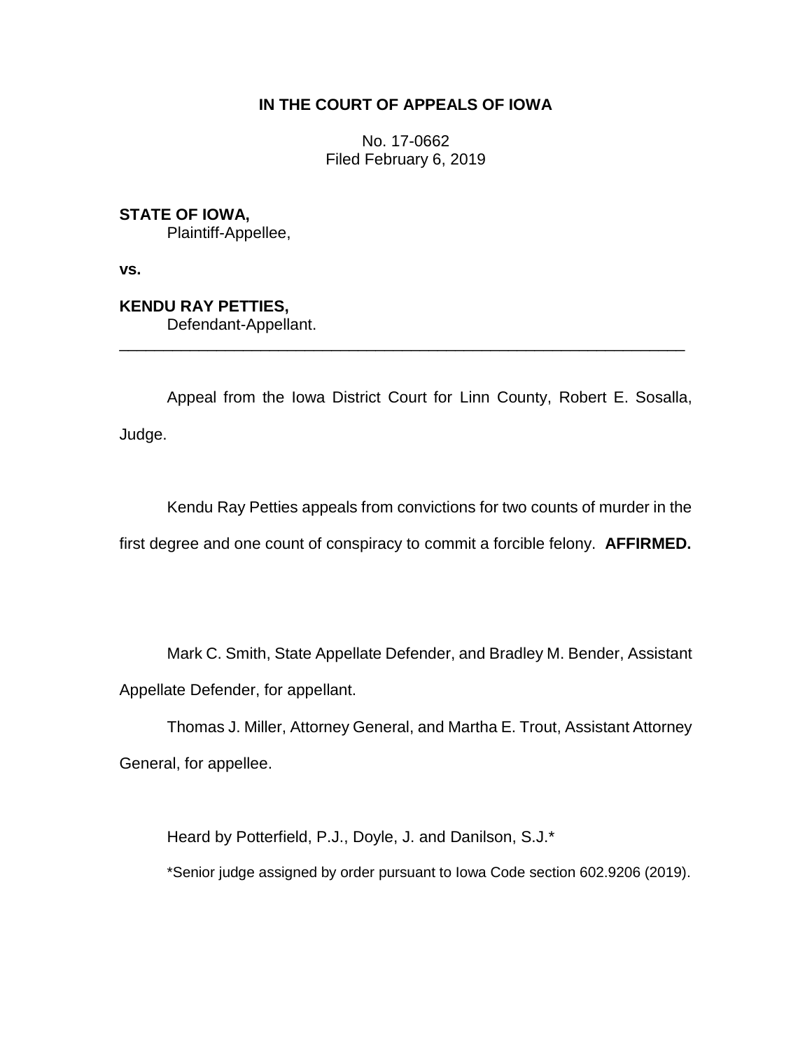# IN THE COURT OF APPEALS OF IOWA

No. 17-0662
Filed February 6, 2019

**STATE OF IOWA,**
Plaintiff-Appellee,

**vs.**

**KENDU RAY PETTIES,**
Defendant-Appellant.

---

Appeal from the Iowa District Court for Linn County, Robert E. Sosalla, Judge.

Kendu Ray Petties appeals from convictions for two counts of murder in the first degree and one count of conspiracy to commit a forcible felony. **AFFIRMED.**

Mark C. Smith, State Appellate Defender, and Bradley M. Bender, Assistant Appellate Defender, for appellant.

Thomas J. Miller, Attorney General, and Martha E. Trout, Assistant Attorney General, for appellee.

Heard by Potterfield, P.J., Doyle, J. and Danilson, S.J.*

*Senior judge assigned by order pursuant to Iowa Code section 602.9206 (2019).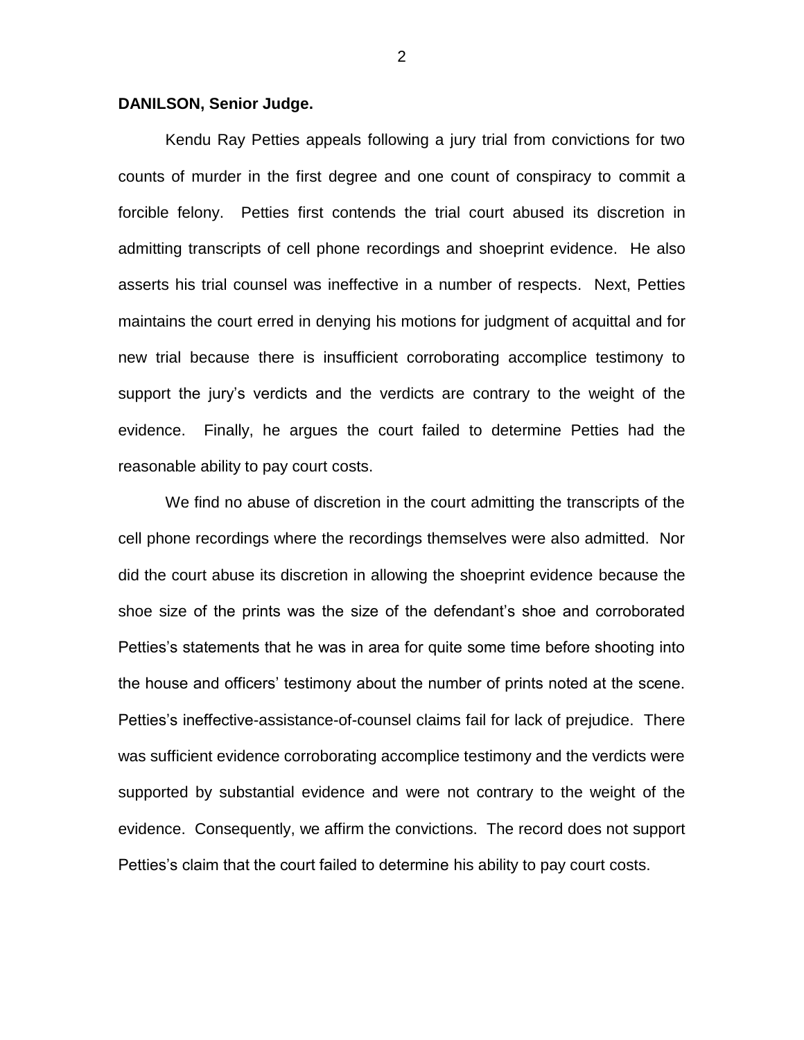**DANILSON, Senior Judge.**

Kendu Ray Petties appeals following a jury trial from convictions for two counts of murder in the first degree and one count of conspiracy to commit a forcible felony. Petties first contends the trial court abused its discretion in admitting transcripts of cell phone recordings and shoeprint evidence. He also asserts his trial counsel was ineffective in a number of respects. Next, Petties maintains the court erred in denying his motions for judgment of acquittal and for new trial because there is insufficient corroborating accomplice testimony to support the jury's verdicts and the verdicts are contrary to the weight of the evidence. Finally, he argues the court failed to determine Petties had the reasonable ability to pay court costs.

We find no abuse of discretion in the court admitting the transcripts of the cell phone recordings where the recordings themselves were also admitted. Nor did the court abuse its discretion in allowing the shoeprint evidence because the shoe size of the prints was the size of the defendant's shoe and corroborated Petties's statements that he was in area for quite some time before shooting into the house and officers' testimony about the number of prints noted at the scene. Petties's ineffective-assistance-of-counsel claims fail for lack of prejudice. There was sufficient evidence corroborating accomplice testimony and the verdicts were supported by substantial evidence and were not contrary to the weight of the evidence. Consequently, we affirm the convictions. The record does not support Petties's claim that the court failed to determine his ability to pay court costs.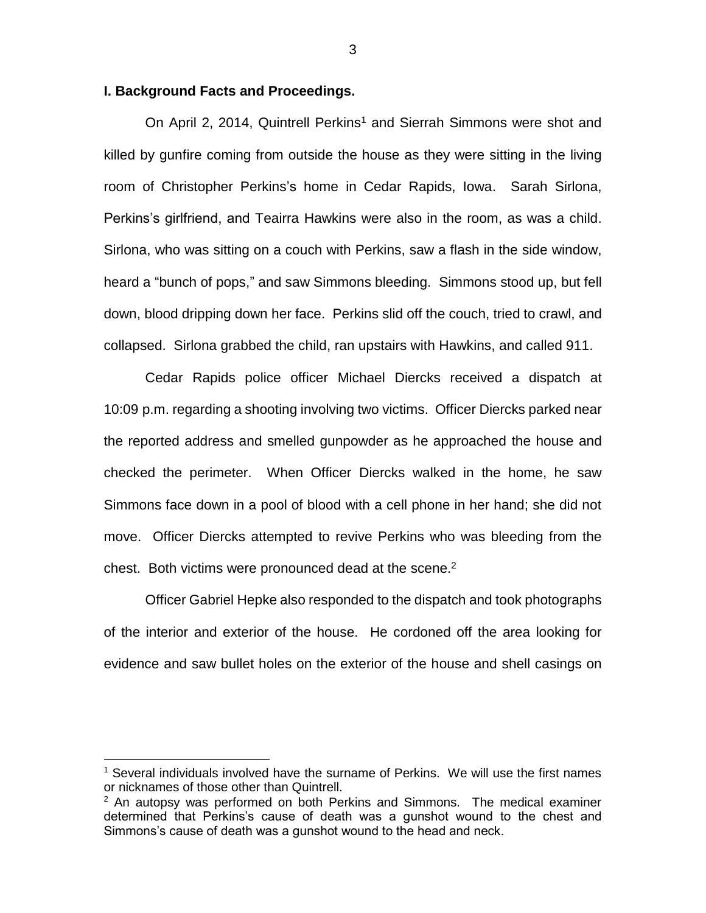### I. Background Facts and Proceedings.

On April 2, 2014, Quintrell Perkins[1] and Sierrah Simmons were shot and killed by gunfire coming from outside the house as they were sitting in the living room of Christopher Perkins's home in Cedar Rapids, Iowa. Sarah Sirlona, Perkins's girlfriend, and Teairra Hawkins were also in the room, as was a child. Sirlona, who was sitting on a couch with Perkins, saw a flash in the side window, heard a "bunch of pops," and saw Simmons bleeding. Simmons stood up, but fell down, blood dripping down her face. Perkins slid off the couch, tried to crawl, and collapsed. Sirlona grabbed the child, ran upstairs with Hawkins, and called 911.

Cedar Rapids police officer Michael Diercks received a dispatch at 10:09 p.m. regarding a shooting involving two victims. Officer Diercks parked near the reported address and smelled gunpowder as he approached the house and checked the perimeter. When Officer Diercks walked in the home, he saw Simmons face down in a pool of blood with a cell phone in her hand; she did not move. Officer Diercks attempted to revive Perkins who was bleeding from the chest. Both victims were pronounced dead at the scene.[2]

Officer Gabriel Hepke also responded to the dispatch and took photographs of the interior and exterior of the house. He cordoned off the area looking for evidence and saw bullet holes on the exterior of the house and shell casings on

---

[1] Several individuals involved have the surname of Perkins. We will use the first names or nicknames of those other than Quintrell.

[2] An autopsy was performed on both Perkins and Simmons. The medical examiner determined that Perkins's cause of death was a gunshot wound to the chest and Simmons's cause of death was a gunshot wound to the head and neck.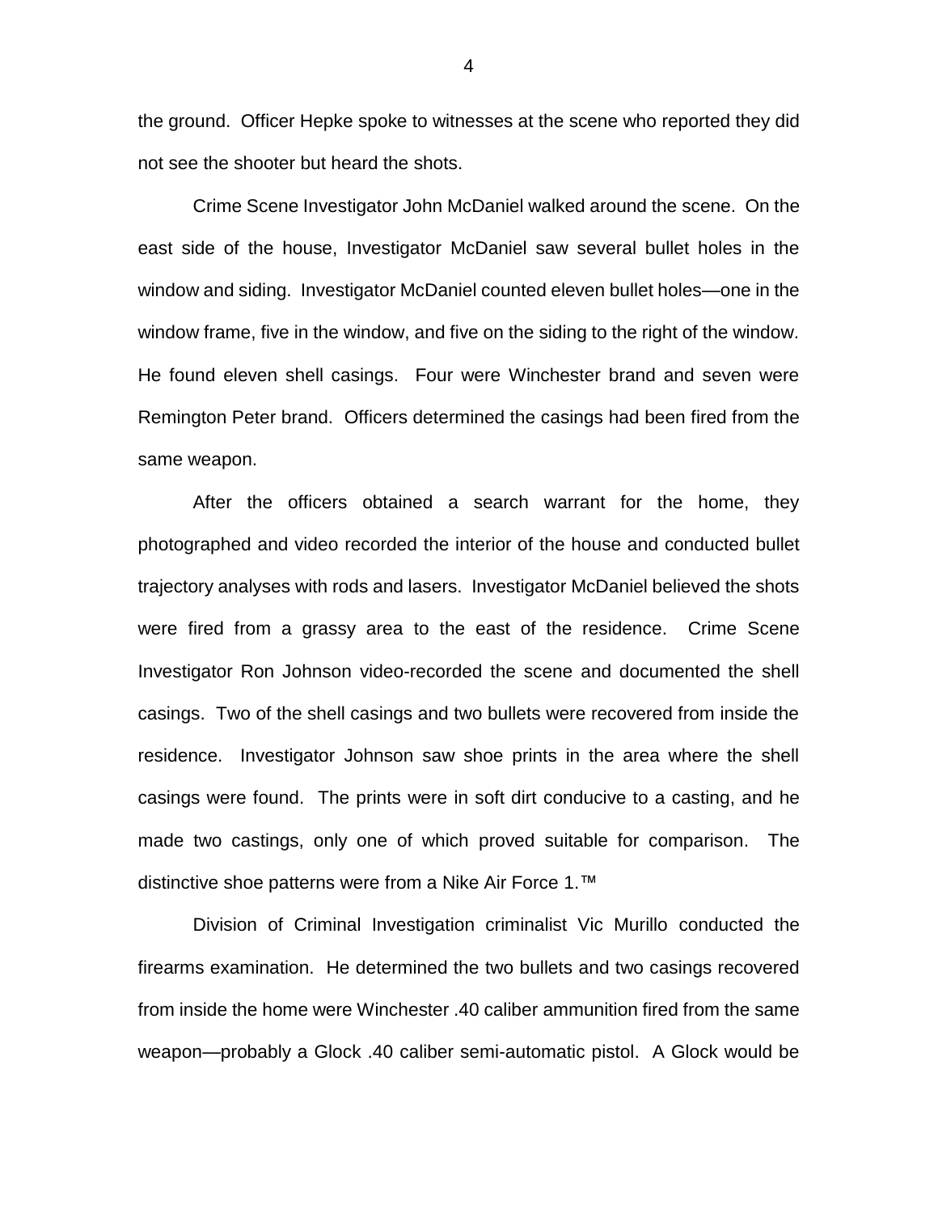the ground. Officer Hepke spoke to witnesses at the scene who reported they did not see the shooter but heard the shots.

Crime Scene Investigator John McDaniel walked around the scene. On the east side of the house, Investigator McDaniel saw several bullet holes in the window and siding. Investigator McDaniel counted eleven bullet holes—one in the window frame, five in the window, and five on the siding to the right of the window. He found eleven shell casings. Four were Winchester brand and seven were Remington Peter brand. Officers determined the casings had been fired from the same weapon.

After the officers obtained a search warrant for the home, they photographed and video recorded the interior of the house and conducted bullet trajectory analyses with rods and lasers. Investigator McDaniel believed the shots were fired from a grassy area to the east of the residence. Crime Scene Investigator Ron Johnson video-recorded the scene and documented the shell casings. Two of the shell casings and two bullets were recovered from inside the residence. Investigator Johnson saw shoe prints in the area where the shell casings were found. The prints were in soft dirt conducive to a casting, and he made two castings, only one of which proved suitable for comparison. The distinctive shoe patterns were from a Nike Air Force 1.™

Division of Criminal Investigation criminalist Vic Murillo conducted the firearms examination. He determined the two bullets and two casings recovered from inside the home were Winchester .40 caliber ammunition fired from the same weapon—probably a Glock .40 caliber semi-automatic pistol. A Glock would be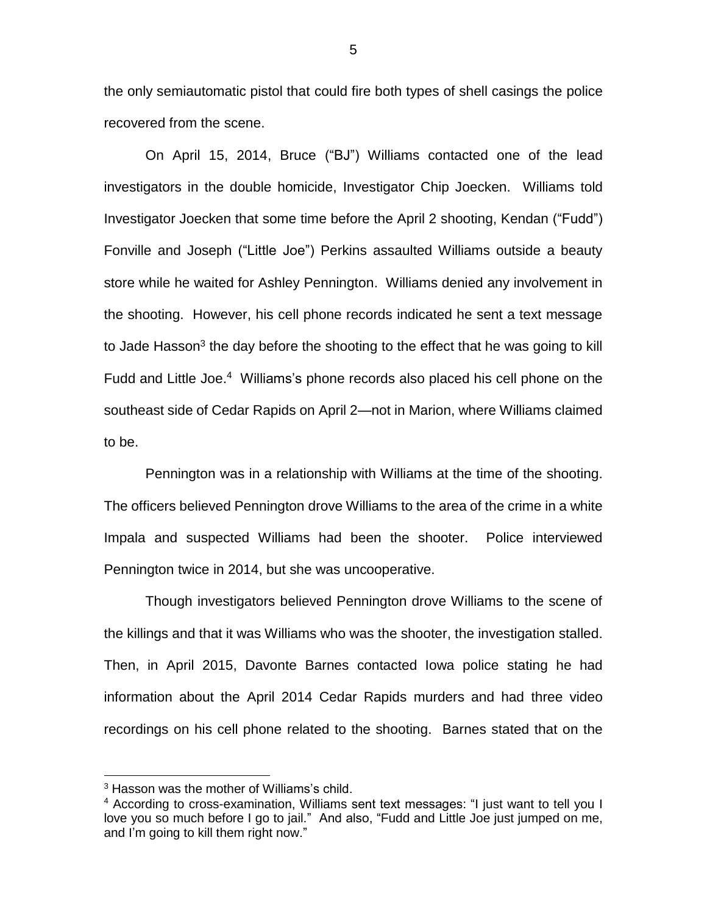the only semiautomatic pistol that could fire both types of shell casings the police recovered from the scene.

On April 15, 2014, Bruce ("BJ") Williams contacted one of the lead investigators in the double homicide, Investigator Chip Joecken. Williams told Investigator Joecken that some time before the April 2 shooting, Kendan ("Fudd") Fonville and Joseph ("Little Joe") Perkins assaulted Williams outside a beauty store while he waited for Ashley Pennington. Williams denied any involvement in the shooting. However, his cell phone records indicated he sent a text message to Jade Hasson[3] the day before the shooting to the effect that he was going to kill Fudd and Little Joe.[4] Williams's phone records also placed his cell phone on the southeast side of Cedar Rapids on April 2—not in Marion, where Williams claimed to be.

Pennington was in a relationship with Williams at the time of the shooting. The officers believed Pennington drove Williams to the area of the crime in a white Impala and suspected Williams had been the shooter. Police interviewed Pennington twice in 2014, but she was uncooperative.

Though investigators believed Pennington drove Williams to the scene of the killings and that it was Williams who was the shooter, the investigation stalled. Then, in April 2015, Davonte Barnes contacted Iowa police stating he had information about the April 2014 Cedar Rapids murders and had three video recordings on his cell phone related to the shooting. Barnes stated that on the

---

[3] Hasson was the mother of Williams's child.

[4] According to cross-examination, Williams sent text messages: "I just want to tell you I love you so much before I go to jail." And also, "Fudd and Little Joe just jumped on me, and I'm going to kill them right now."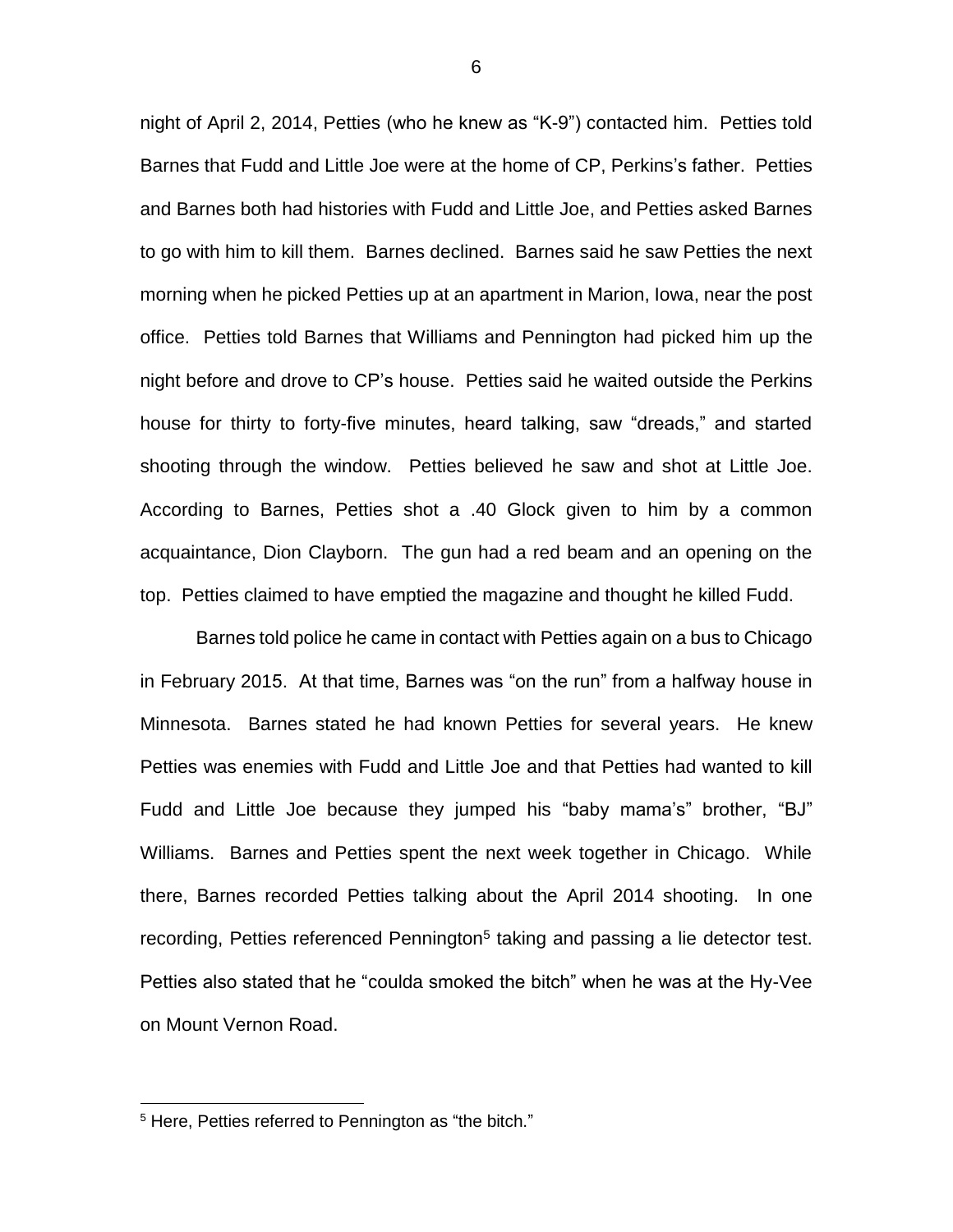night of April 2, 2014, Petties (who he knew as "K-9") contacted him. Petties told Barnes that Fudd and Little Joe were at the home of CP, Perkins's father. Petties and Barnes both had histories with Fudd and Little Joe, and Petties asked Barnes to go with him to kill them. Barnes declined. Barnes said he saw Petties the next morning when he picked Petties up at an apartment in Marion, Iowa, near the post office. Petties told Barnes that Williams and Pennington had picked him up the night before and drove to CP's house. Petties said he waited outside the Perkins house for thirty to forty-five minutes, heard talking, saw "dreads," and started shooting through the window. Petties believed he saw and shot at Little Joe. According to Barnes, Petties shot a .40 Glock given to him by a common acquaintance, Dion Clayborn. The gun had a red beam and an opening on the top. Petties claimed to have emptied the magazine and thought he killed Fudd.

Barnes told police he came in contact with Petties again on a bus to Chicago in February 2015. At that time, Barnes was "on the run" from a halfway house in Minnesota. Barnes stated he had known Petties for several years. He knew Petties was enemies with Fudd and Little Joe and that Petties had wanted to kill Fudd and Little Joe because they jumped his "baby mama's" brother, "BJ" Williams. Barnes and Petties spent the next week together in Chicago. While there, Barnes recorded Petties talking about the April 2014 shooting. In one recording, Petties referenced Pennington[5] taking and passing a lie detector test. Petties also stated that he "coulda smoked the bitch" when he was at the Hy-Vee on Mount Vernon Road.

[5] Here, Petties referred to Pennington as "the bitch."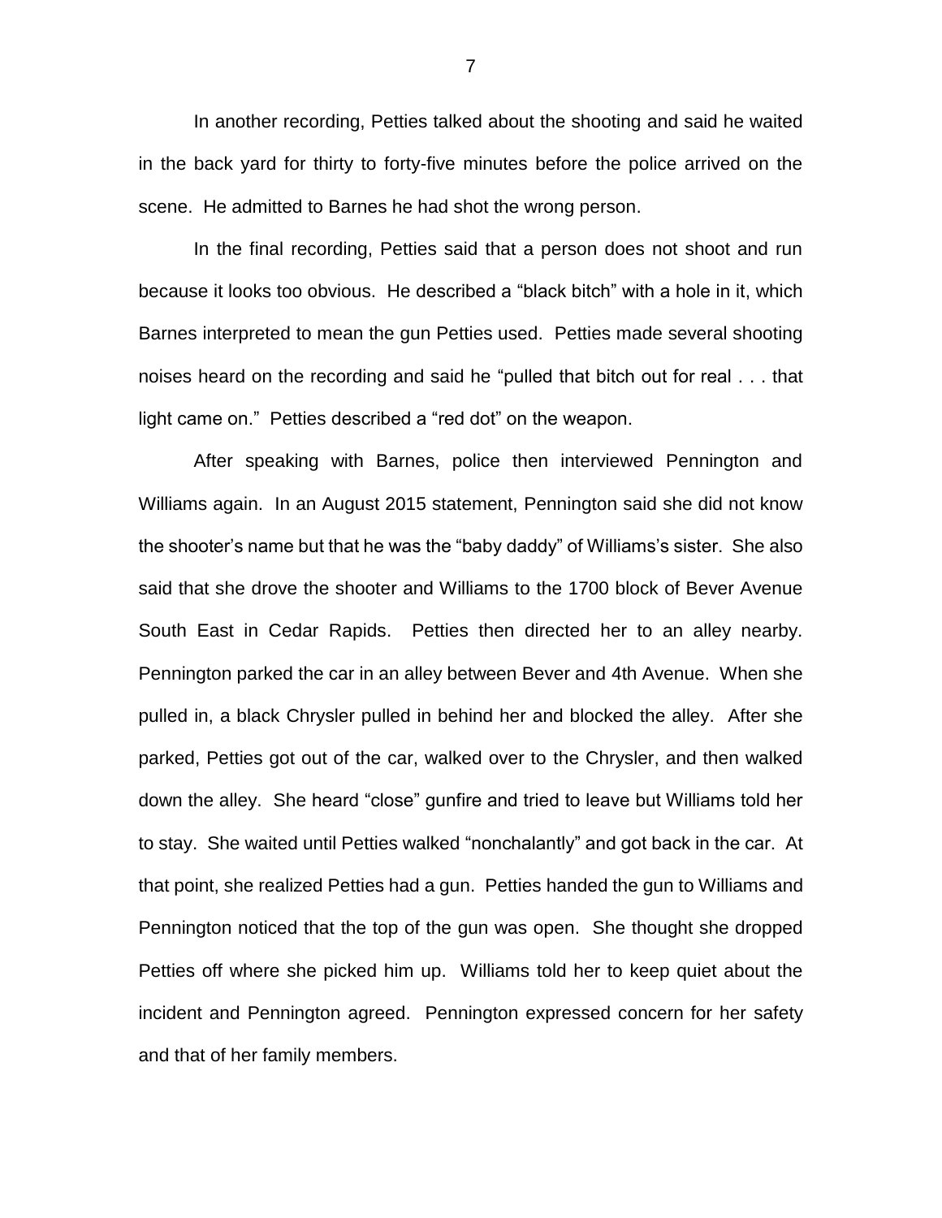In another recording, Petties talked about the shooting and said he waited in the back yard for thirty to forty-five minutes before the police arrived on the scene. He admitted to Barnes he had shot the wrong person.

In the final recording, Petties said that a person does not shoot and run because it looks too obvious. He described a "black bitch" with a hole in it, which Barnes interpreted to mean the gun Petties used. Petties made several shooting noises heard on the recording and said he "pulled that bitch out for real . . . that light came on." Petties described a "red dot" on the weapon.

After speaking with Barnes, police then interviewed Pennington and Williams again. In an August 2015 statement, Pennington said she did not know the shooter's name but that he was the "baby daddy" of Williams's sister. She also said that she drove the shooter and Williams to the 1700 block of Bever Avenue South East in Cedar Rapids. Petties then directed her to an alley nearby. Pennington parked the car in an alley between Bever and 4th Avenue. When she pulled in, a black Chrysler pulled in behind her and blocked the alley. After she parked, Petties got out of the car, walked over to the Chrysler, and then walked down the alley. She heard "close" gunfire and tried to leave but Williams told her to stay. She waited until Petties walked "nonchalantly" and got back in the car. At that point, she realized Petties had a gun. Petties handed the gun to Williams and Pennington noticed that the top of the gun was open. She thought she dropped Petties off where she picked him up. Williams told her to keep quiet about the incident and Pennington agreed. Pennington expressed concern for her safety and that of her family members.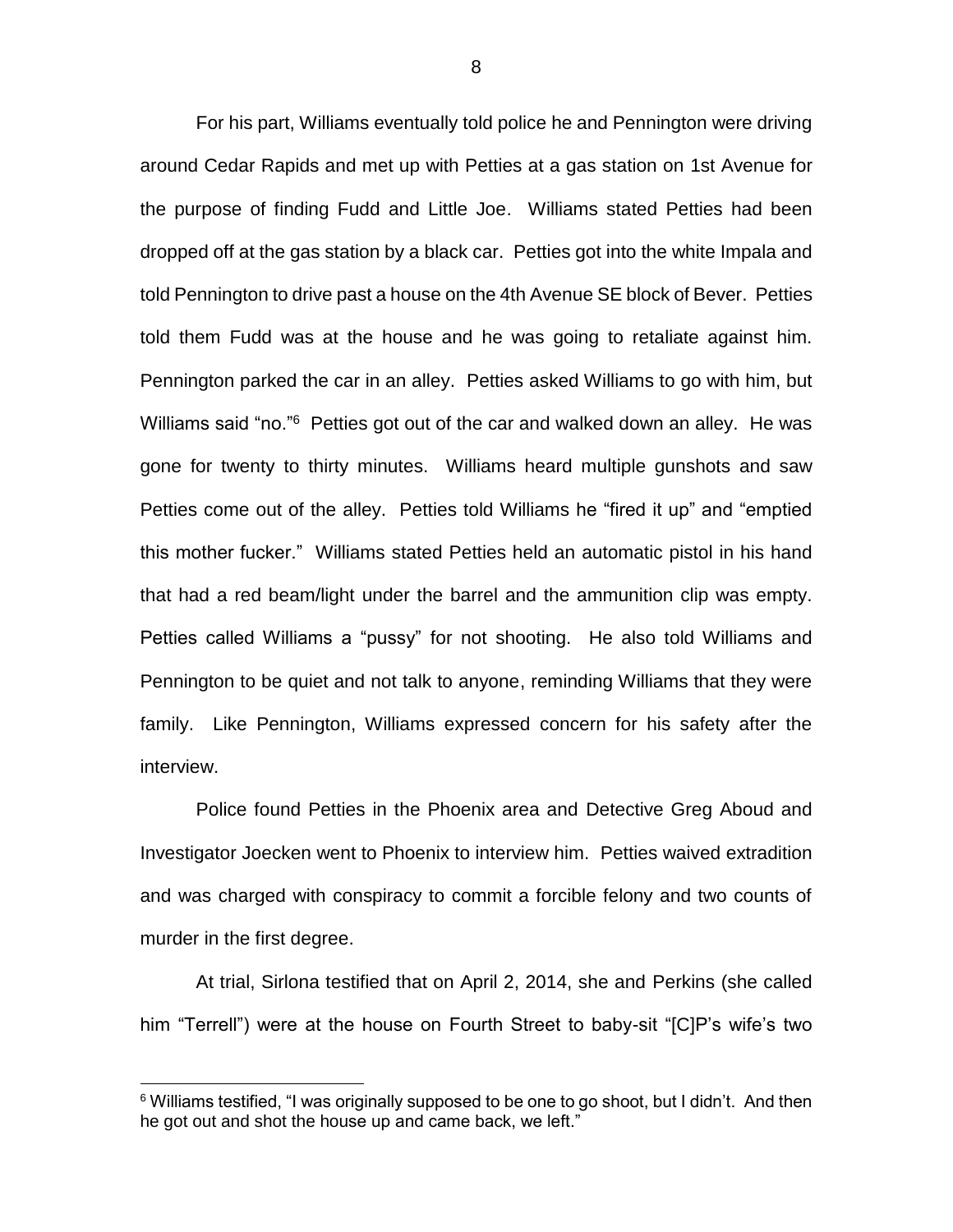For his part, Williams eventually told police he and Pennington were driving around Cedar Rapids and met up with Petties at a gas station on 1st Avenue for the purpose of finding Fudd and Little Joe. Williams stated Petties had been dropped off at the gas station by a black car. Petties got into the white Impala and told Pennington to drive past a house on the 4th Avenue SE block of Bever. Petties told them Fudd was at the house and he was going to retaliate against him. Pennington parked the car in an alley. Petties asked Williams to go with him, but Williams said "no."[6] Petties got out of the car and walked down an alley. He was gone for twenty to thirty minutes. Williams heard multiple gunshots and saw Petties come out of the alley. Petties told Williams he "fired it up" and "emptied this mother fucker." Williams stated Petties held an automatic pistol in his hand that had a red beam/light under the barrel and the ammunition clip was empty. Petties called Williams a "pussy" for not shooting. He also told Williams and Pennington to be quiet and not talk to anyone, reminding Williams that they were family. Like Pennington, Williams expressed concern for his safety after the interview.

Police found Petties in the Phoenix area and Detective Greg Aboud and Investigator Joecken went to Phoenix to interview him. Petties waived extradition and was charged with conspiracy to commit a forcible felony and two counts of murder in the first degree.

At trial, Sirlona testified that on April 2, 2014, she and Perkins (she called him "Terrell") were at the house on Fourth Street to baby-sit "[C]P's wife's two

[6] Williams testified, "I was originally supposed to be one to go shoot, but I didn't. And then he got out and shot the house up and came back, we left."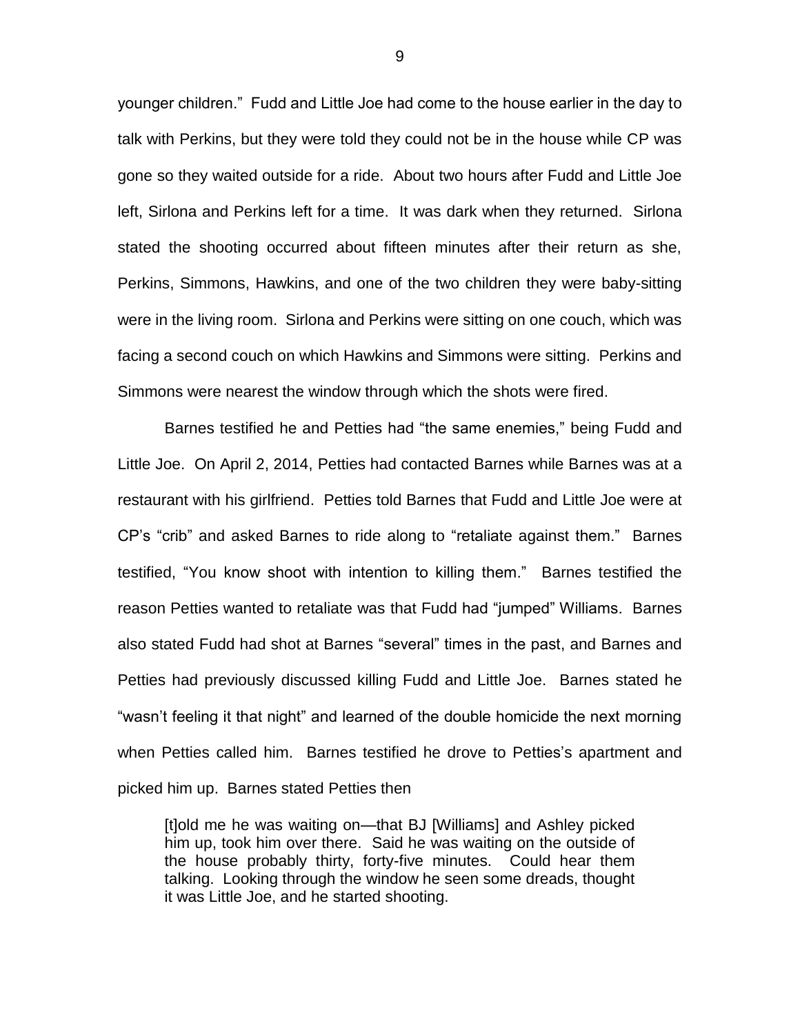younger children." Fudd and Little Joe had come to the house earlier in the day to talk with Perkins, but they were told they could not be in the house while CP was gone so they waited outside for a ride. About two hours after Fudd and Little Joe left, Sirlona and Perkins left for a time. It was dark when they returned. Sirlona stated the shooting occurred about fifteen minutes after their return as she, Perkins, Simmons, Hawkins, and one of the two children they were baby-sitting were in the living room. Sirlona and Perkins were sitting on one couch, which was facing a second couch on which Hawkins and Simmons were sitting. Perkins and Simmons were nearest the window through which the shots were fired.

Barnes testified he and Petties had "the same enemies," being Fudd and Little Joe. On April 2, 2014, Petties had contacted Barnes while Barnes was at a restaurant with his girlfriend. Petties told Barnes that Fudd and Little Joe were at CP's "crib" and asked Barnes to ride along to "retaliate against them." Barnes testified, "You know shoot with intention to killing them." Barnes testified the reason Petties wanted to retaliate was that Fudd had "jumped" Williams. Barnes also stated Fudd had shot at Barnes "several" times in the past, and Barnes and Petties had previously discussed killing Fudd and Little Joe. Barnes stated he "wasn't feeling it that night" and learned of the double homicide the next morning when Petties called him. Barnes testified he drove to Petties's apartment and picked him up. Barnes stated Petties then

> [t]old me he was waiting on—that BJ [Williams] and Ashley picked him up, took him over there. Said he was waiting on the outside of the house probably thirty, forty-five minutes. Could hear them talking. Looking through the window he seen some dreads, thought it was Little Joe, and he started shooting.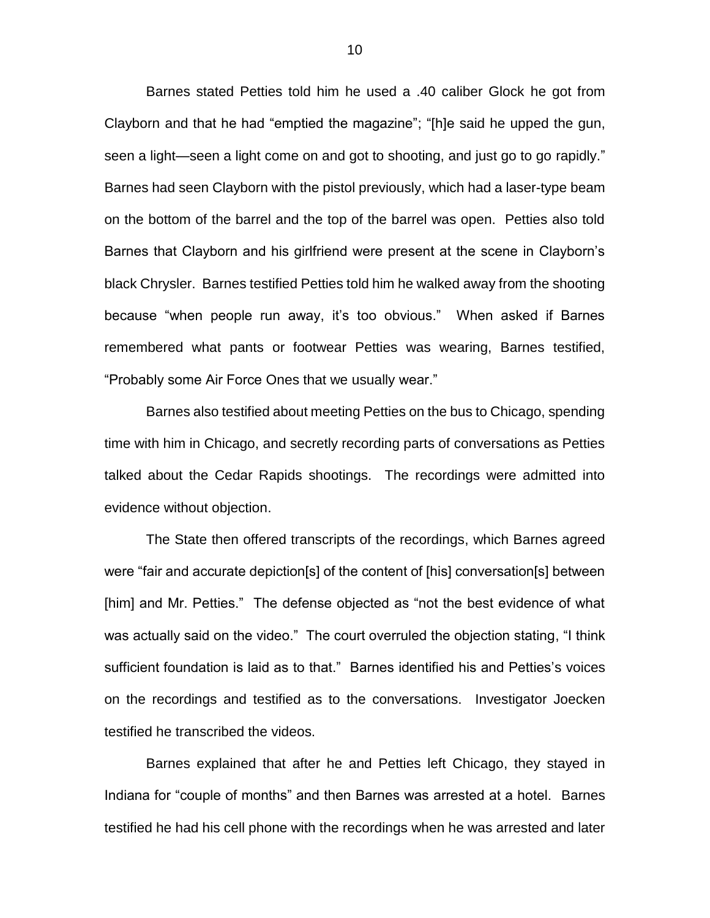Barnes stated Petties told him he used a .40 caliber Glock he got from Clayborn and that he had "emptied the magazine"; "[h]e said he upped the gun, seen a light—seen a light come on and got to shooting, and just go to go rapidly." Barnes had seen Clayborn with the pistol previously, which had a laser-type beam on the bottom of the barrel and the top of the barrel was open. Petties also told Barnes that Clayborn and his girlfriend were present at the scene in Clayborn's black Chrysler. Barnes testified Petties told him he walked away from the shooting because "when people run away, it's too obvious." When asked if Barnes remembered what pants or footwear Petties was wearing, Barnes testified, "Probably some Air Force Ones that we usually wear."

Barnes also testified about meeting Petties on the bus to Chicago, spending time with him in Chicago, and secretly recording parts of conversations as Petties talked about the Cedar Rapids shootings. The recordings were admitted into evidence without objection.

The State then offered transcripts of the recordings, which Barnes agreed were "fair and accurate depiction[s] of the content of [his] conversation[s] between [him] and Mr. Petties." The defense objected as "not the best evidence of what was actually said on the video." The court overruled the objection stating, "I think sufficient foundation is laid as to that." Barnes identified his and Petties's voices on the recordings and testified as to the conversations. Investigator Joecken testified he transcribed the videos.

Barnes explained that after he and Petties left Chicago, they stayed in Indiana for "couple of months" and then Barnes was arrested at a hotel. Barnes testified he had his cell phone with the recordings when he was arrested and later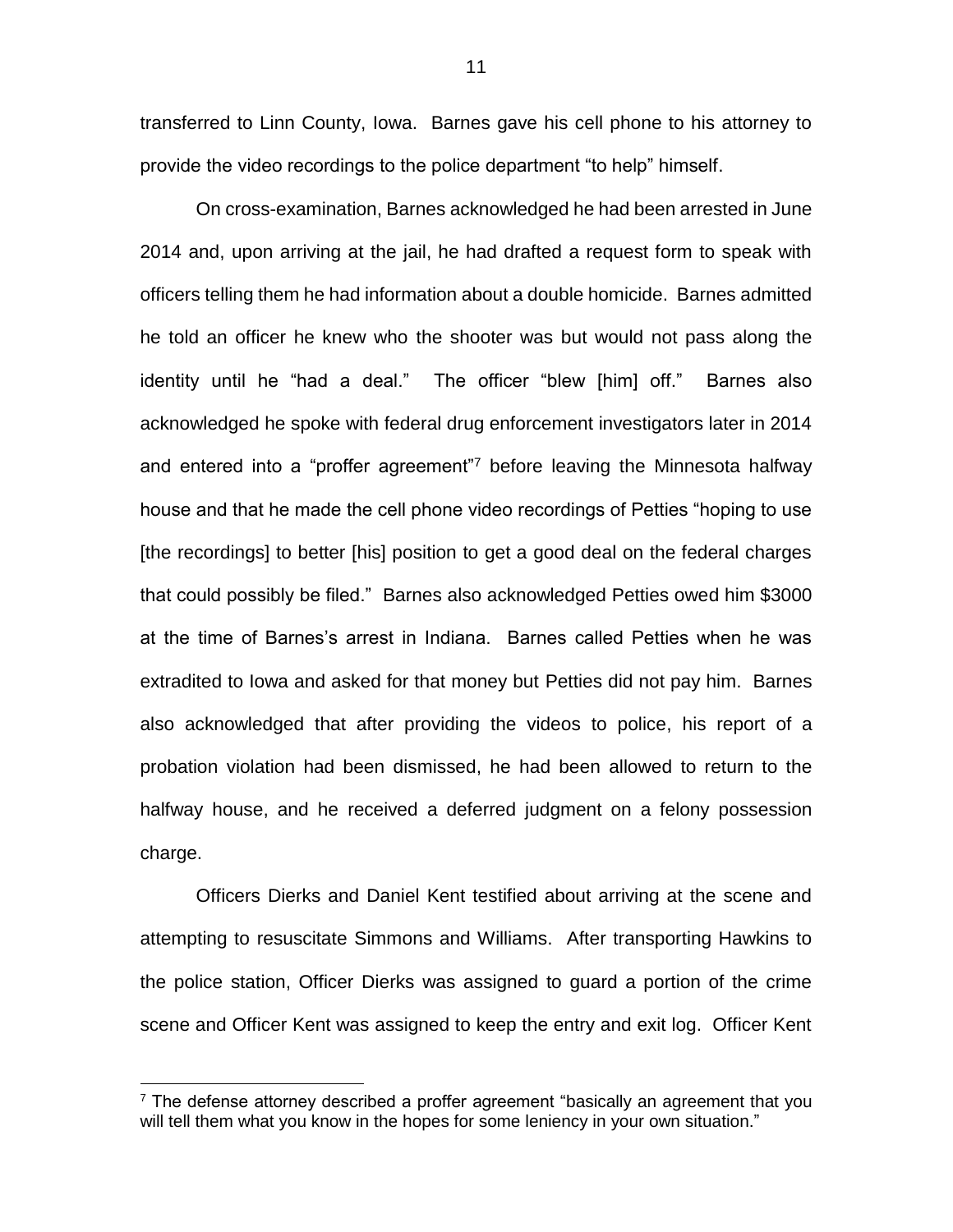transferred to Linn County, Iowa. Barnes gave his cell phone to his attorney to provide the video recordings to the police department "to help" himself.

On cross-examination, Barnes acknowledged he had been arrested in June 2014 and, upon arriving at the jail, he had drafted a request form to speak with officers telling them he had information about a double homicide. Barnes admitted he told an officer he knew who the shooter was but would not pass along the identity until he "had a deal." The officer "blew [him] off." Barnes also acknowledged he spoke with federal drug enforcement investigators later in 2014 and entered into a "proffer agreement"[7] before leaving the Minnesota halfway house and that he made the cell phone video recordings of Petties "hoping to use [the recordings] to better [his] position to get a good deal on the federal charges that could possibly be filed." Barnes also acknowledged Petties owed him $3000 at the time of Barnes's arrest in Indiana. Barnes called Petties when he was extradited to Iowa and asked for that money but Petties did not pay him. Barnes also acknowledged that after providing the videos to police, his report of a probation violation had been dismissed, he had been allowed to return to the halfway house, and he received a deferred judgment on a felony possession charge.

Officers Dierks and Daniel Kent testified about arriving at the scene and attempting to resuscitate Simmons and Williams. After transporting Hawkins to the police station, Officer Dierks was assigned to guard a portion of the crime scene and Officer Kent was assigned to keep the entry and exit log. Officer Kent

[7] The defense attorney described a proffer agreement "basically an agreement that you will tell them what you know in the hopes for some leniency in your own situation."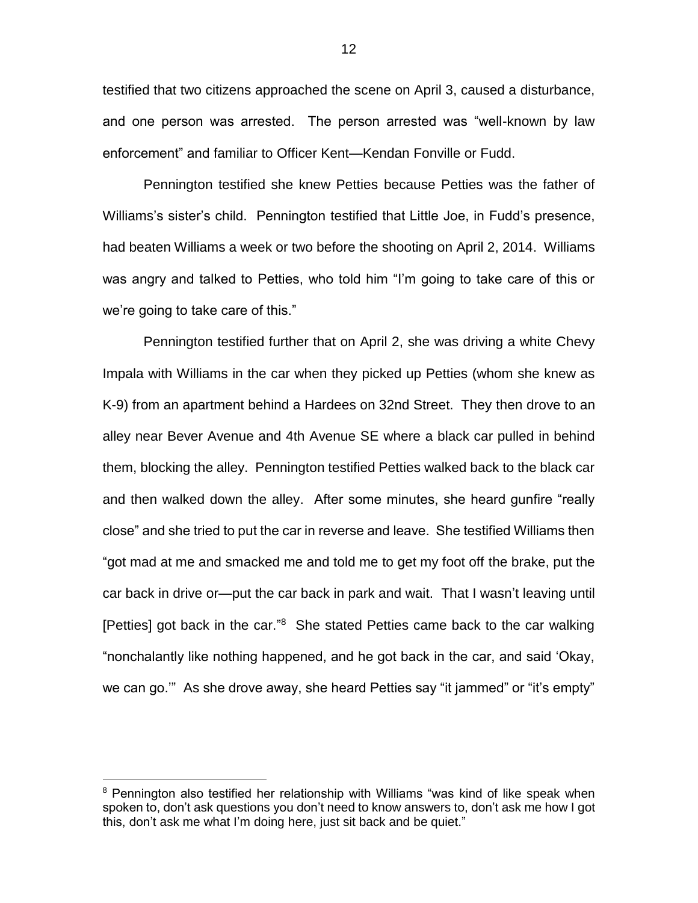testified that two citizens approached the scene on April 3, caused a disturbance, and one person was arrested. The person arrested was "well-known by law enforcement" and familiar to Officer Kent—Kendan Fonville or Fudd.

Pennington testified she knew Petties because Petties was the father of Williams's sister's child. Pennington testified that Little Joe, in Fudd's presence, had beaten Williams a week or two before the shooting on April 2, 2014. Williams was angry and talked to Petties, who told him "I'm going to take care of this or we're going to take care of this."

Pennington testified further that on April 2, she was driving a white Chevy Impala with Williams in the car when they picked up Petties (whom she knew as K-9) from an apartment behind a Hardees on 32nd Street. They then drove to an alley near Bever Avenue and 4th Avenue SE where a black car pulled in behind them, blocking the alley. Pennington testified Petties walked back to the black car and then walked down the alley. After some minutes, she heard gunfire "really close" and she tried to put the car in reverse and leave. She testified Williams then "got mad at me and smacked me and told me to get my foot off the brake, put the car back in drive or—put the car back in park and wait. That I wasn't leaving until [Petties] got back in the car."[8] She stated Petties came back to the car walking "nonchalantly like nothing happened, and he got back in the car, and said 'Okay, we can go.'" As she drove away, she heard Petties say "it jammed" or "it's empty"

---

[8] Pennington also testified her relationship with Williams "was kind of like speak when spoken to, don't ask questions you don't need to know answers to, don't ask me how I got this, don't ask me what I'm doing here, just sit back and be quiet."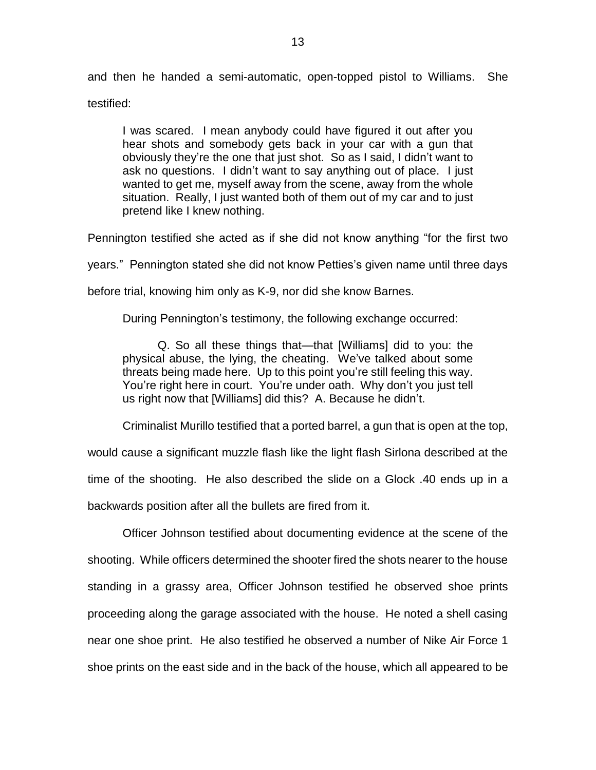and then he handed a semi-automatic, open-topped pistol to Williams. She testified:

> I was scared. I mean anybody could have figured it out after you hear shots and somebody gets back in your car with a gun that obviously they're the one that just shot. So as I said, I didn't want to ask no questions. I didn't want to say anything out of place. I just wanted to get me, myself away from the scene, away from the whole situation. Really, I just wanted both of them out of my car and to just pretend like I knew nothing.

Pennington testified she acted as if she did not know anything "for the first two years." Pennington stated she did not know Petties's given name until three days before trial, knowing him only as K-9, nor did she know Barnes.

During Pennington's testimony, the following exchange occurred:

> Q. So all these things that—that [Williams] did to you: the physical abuse, the lying, the cheating. We've talked about some threats being made here. Up to this point you're still feeling this way. You're right here in court. You're under oath. Why don't you just tell us right now that [Williams] did this? A. Because he didn't.

Criminalist Murillo testified that a ported barrel, a gun that is open at the top, would cause a significant muzzle flash like the light flash Sirlona described at the time of the shooting. He also described the slide on a Glock .40 ends up in a backwards position after all the bullets are fired from it.

Officer Johnson testified about documenting evidence at the scene of the shooting. While officers determined the shooter fired the shots nearer to the house standing in a grassy area, Officer Johnson testified he observed shoe prints proceeding along the garage associated with the house. He noted a shell casing near one shoe print. He also testified he observed a number of Nike Air Force 1 shoe prints on the east side and in the back of the house, which all appeared to be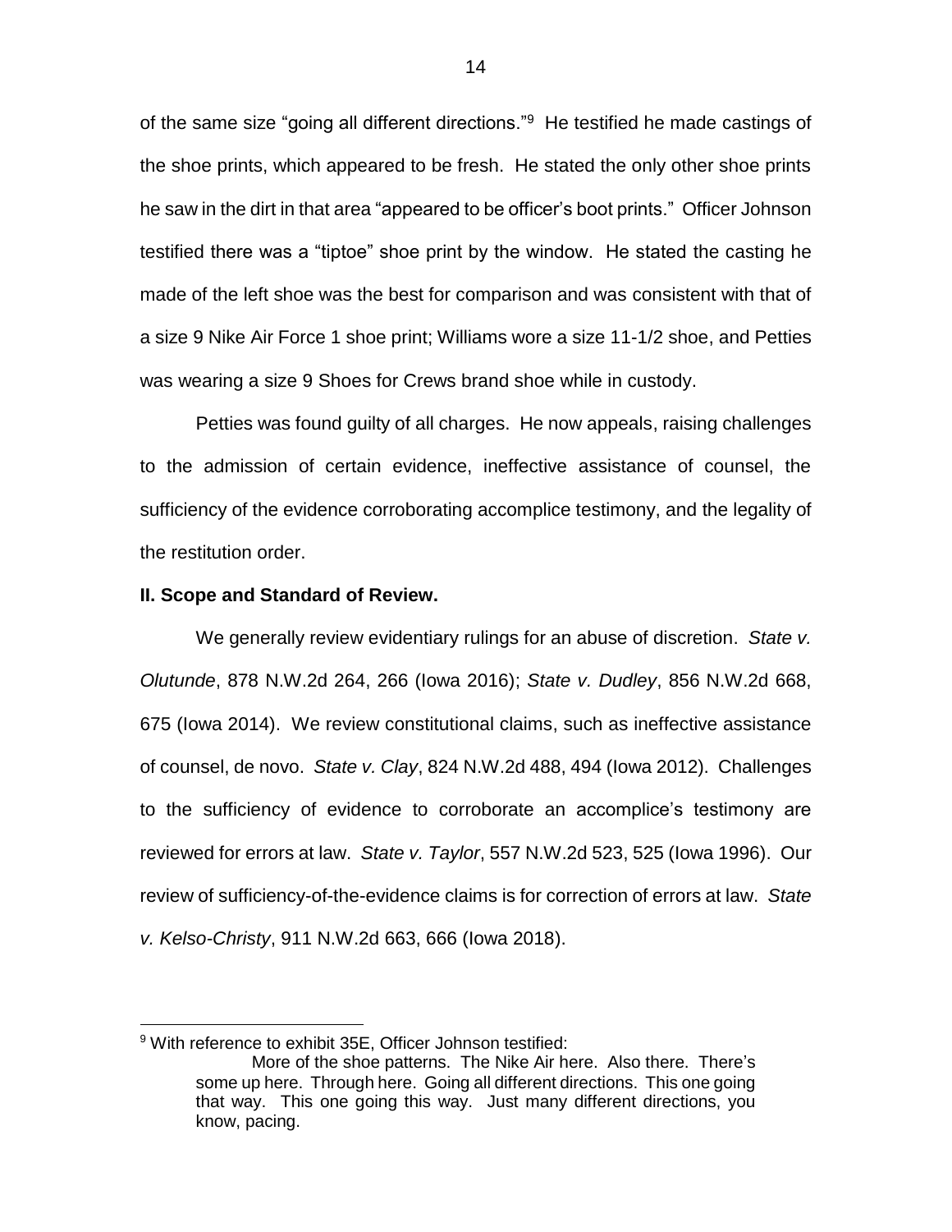of the same size "going all different directions."[9] He testified he made castings of the shoe prints, which appeared to be fresh. He stated the only other shoe prints he saw in the dirt in that area "appeared to be officer's boot prints." Officer Johnson testified there was a "tiptoe" shoe print by the window. He stated the casting he made of the left shoe was the best for comparison and was consistent with that of a size 9 Nike Air Force 1 shoe print; Williams wore a size 11-1/2 shoe, and Petties was wearing a size 9 Shoes for Crews brand shoe while in custody.

Petties was found guilty of all charges. He now appeals, raising challenges to the admission of certain evidence, ineffective assistance of counsel, the sufficiency of the evidence corroborating accomplice testimony, and the legality of the restitution order.

**II. Scope and Standard of Review.**

We generally review evidentiary rulings for an abuse of discretion. *State v. Olutunde*, 878 N.W.2d 264, 266 (Iowa 2016); *State v. Dudley*, 856 N.W.2d 668, 675 (Iowa 2014). We review constitutional claims, such as ineffective assistance of counsel, de novo. *State v. Clay*, 824 N.W.2d 488, 494 (Iowa 2012). Challenges to the sufficiency of evidence to corroborate an accomplice's testimony are reviewed for errors at law. *State v. Taylor*, 557 N.W.2d 523, 525 (Iowa 1996). Our review of sufficiency-of-the-evidence claims is for correction of errors at law. *State v. Kelso-Christy*, 911 N.W.2d 663, 666 (Iowa 2018).

---

[9] With reference to exhibit 35E, Officer Johnson testified:

> More of the shoe patterns. The Nike Air here. Also there. There's some up here. Through here. Going all different directions. This one going that way. This one going this way. Just many different directions, you know, pacing.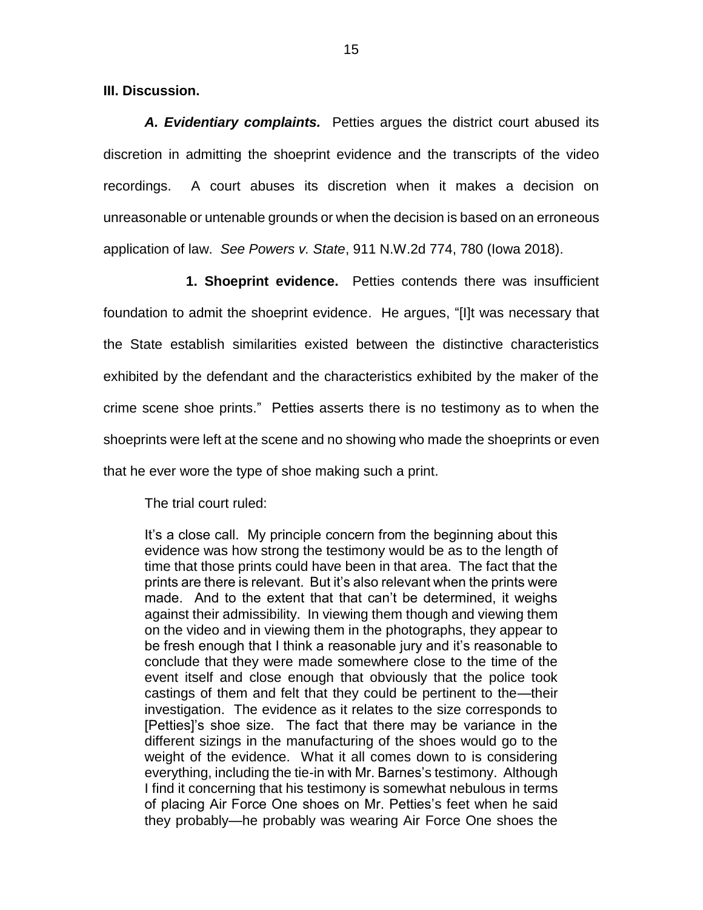**III. Discussion.**

***A. Evidentiary complaints.*** Petties argues the district court abused its discretion in admitting the shoeprint evidence and the transcripts of the video recordings. A court abuses its discretion when it makes a decision on unreasonable or untenable grounds or when the decision is based on an erroneous application of law. *See Powers v. State*, 911 N.W.2d 774, 780 (Iowa 2018).

**1. Shoeprint evidence.** Petties contends there was insufficient foundation to admit the shoeprint evidence. He argues, "[I]t was necessary that the State establish similarities existed between the distinctive characteristics exhibited by the defendant and the characteristics exhibited by the maker of the crime scene shoe prints." Petties asserts there is no testimony as to when the shoeprints were left at the scene and no showing who made the shoeprints or even that he ever wore the type of shoe making such a print.

The trial court ruled:

> It's a close call. My principle concern from the beginning about this evidence was how strong the testimony would be as to the length of time that those prints could have been in that area. The fact that the prints are there is relevant. But it's also relevant when the prints were made. And to the extent that that can't be determined, it weighs against their admissibility. In viewing them though and viewing them on the video and in viewing them in the photographs, they appear to be fresh enough that I think a reasonable jury and it's reasonable to conclude that they were made somewhere close to the time of the event itself and close enough that obviously that the police took castings of them and felt that they could be pertinent to the—their investigation. The evidence as it relates to the size corresponds to [Petties]'s shoe size. The fact that there may be variance in the different sizings in the manufacturing of the shoes would go to the weight of the evidence. What it all comes down to is considering everything, including the tie-in with Mr. Barnes's testimony. Although I find it concerning that his testimony is somewhat nebulous in terms of placing Air Force One shoes on Mr. Petties's feet when he said they probably—he probably was wearing Air Force One shoes the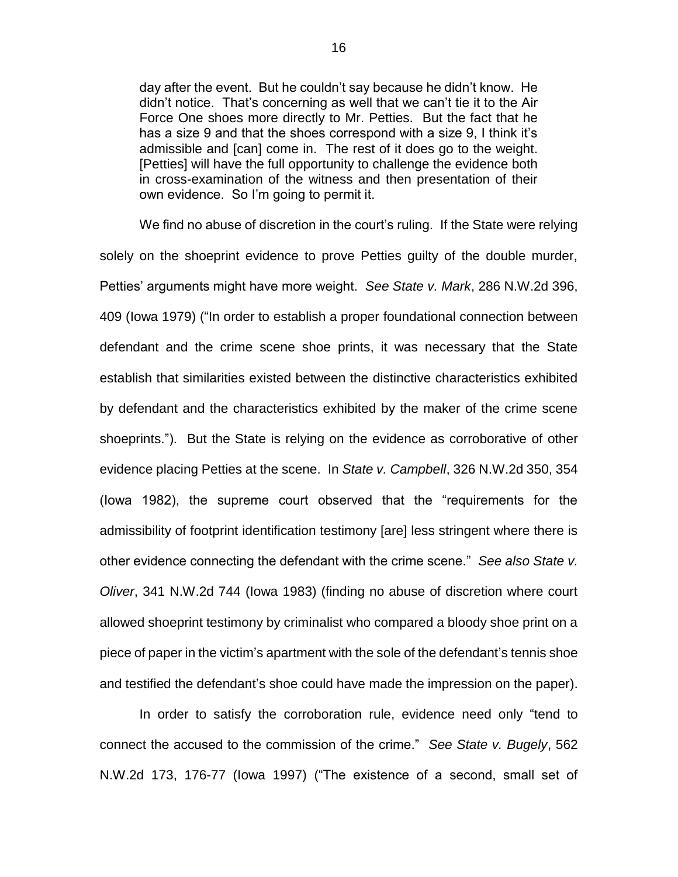> day after the event. But he couldn't say because he didn't know. He didn't notice. That's concerning as well that we can't tie it to the Air Force One shoes more directly to Mr. Petties. But the fact that he has a size 9 and that the shoes correspond with a size 9, I think it's admissible and [can] come in. The rest of it does go to the weight. [Petties] will have the full opportunity to challenge the evidence both in cross-examination of the witness and then presentation of their own evidence. So I'm going to permit it.

We find no abuse of discretion in the court's ruling. If the State were relying solely on the shoeprint evidence to prove Petties guilty of the double murder, Petties' arguments might have more weight. *See State v. Mark*, 286 N.W.2d 396, 409 (Iowa 1979) ("In order to establish a proper foundational connection between defendant and the crime scene shoe prints, it was necessary that the State establish that similarities existed between the distinctive characteristics exhibited by defendant and the characteristics exhibited by the maker of the crime scene shoeprints."). But the State is relying on the evidence as corroborative of other evidence placing Petties at the scene. In *State v. Campbell*, 326 N.W.2d 350, 354 (Iowa 1982), the supreme court observed that the "requirements for the admissibility of footprint identification testimony [are] less stringent where there is other evidence connecting the defendant with the crime scene." *See also State v. Oliver*, 341 N.W.2d 744 (Iowa 1983) (finding no abuse of discretion where court allowed shoeprint testimony by criminalist who compared a bloody shoe print on a piece of paper in the victim's apartment with the sole of the defendant's tennis shoe and testified the defendant's shoe could have made the impression on the paper).

In order to satisfy the corroboration rule, evidence need only "tend to connect the accused to the commission of the crime." *See State v. Bugely*, 562 N.W.2d 173, 176-77 (Iowa 1997) ("The existence of a second, small set of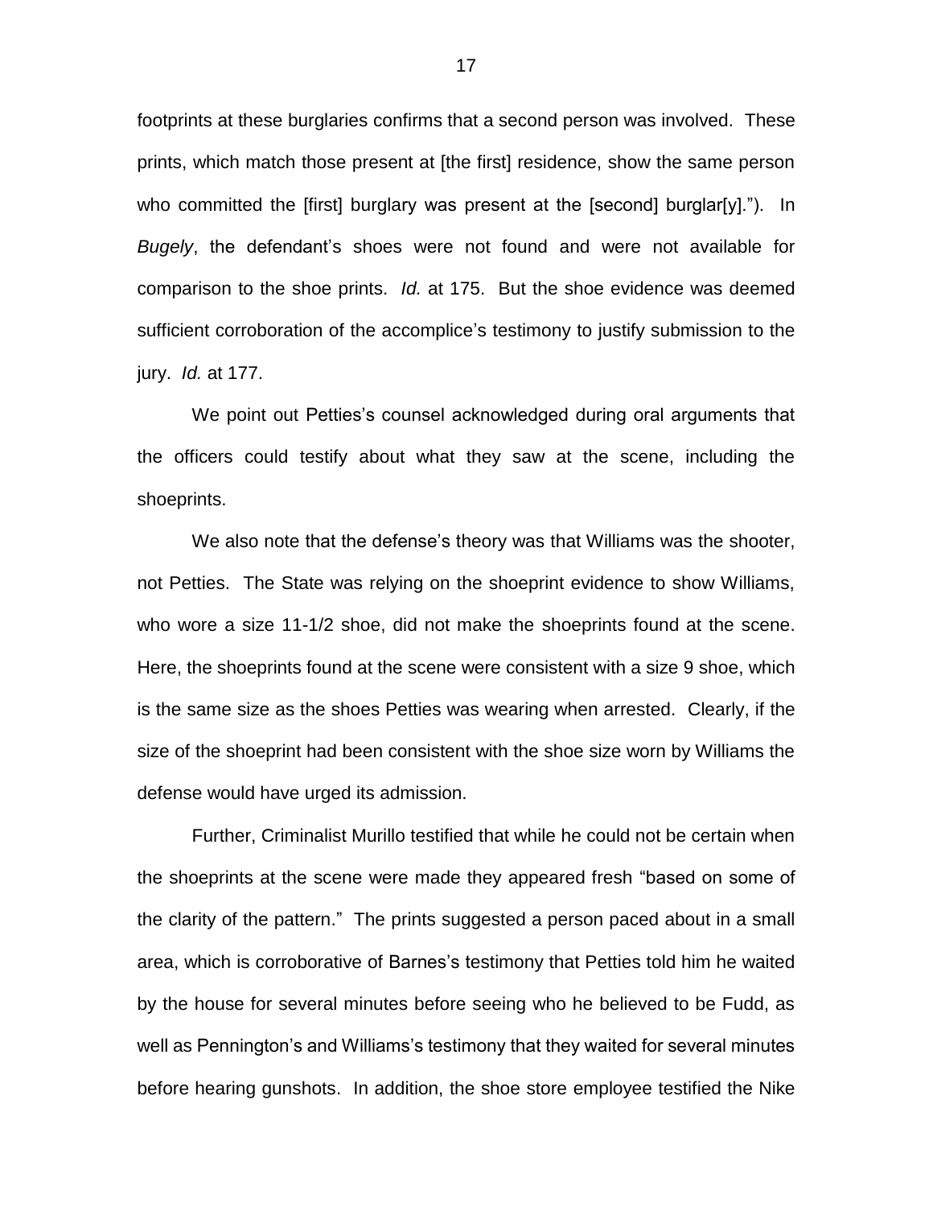footprints at these burglaries confirms that a second person was involved. These prints, which match those present at [the first] residence, show the same person who committed the [first] burglary was present at the [second] burglar[y]."). In *Bugely*, the defendant's shoes were not found and were not available for comparison to the shoe prints. *Id.* at 175. But the shoe evidence was deemed sufficient corroboration of the accomplice's testimony to justify submission to the jury. *Id.* at 177.

We point out Petties's counsel acknowledged during oral arguments that the officers could testify about what they saw at the scene, including the shoeprints.

We also note that the defense's theory was that Williams was the shooter, not Petties. The State was relying on the shoeprint evidence to show Williams, who wore a size 11-1/2 shoe, did not make the shoeprints found at the scene. Here, the shoeprints found at the scene were consistent with a size 9 shoe, which is the same size as the shoes Petties was wearing when arrested. Clearly, if the size of the shoeprint had been consistent with the shoe size worn by Williams the defense would have urged its admission.

Further, Criminalist Murillo testified that while he could not be certain when the shoeprints at the scene were made they appeared fresh "based on some of the clarity of the pattern." The prints suggested a person paced about in a small area, which is corroborative of Barnes's testimony that Petties told him he waited by the house for several minutes before seeing who he believed to be Fudd, as well as Pennington's and Williams's testimony that they waited for several minutes before hearing gunshots. In addition, the shoe store employee testified the Nike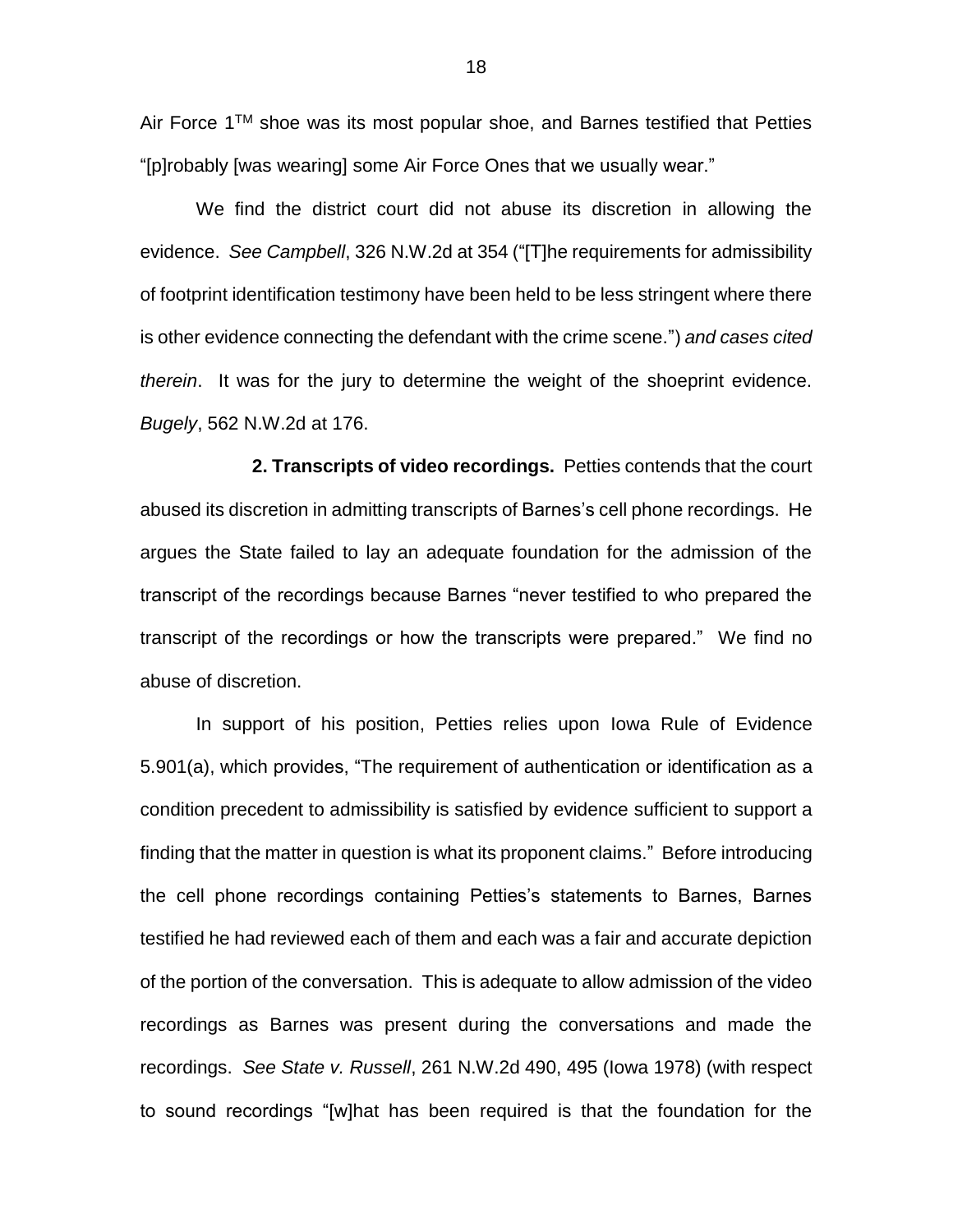Air Force 1™ shoe was its most popular shoe, and Barnes testified that Petties "[p]robably [was wearing] some Air Force Ones that we usually wear."

We find the district court did not abuse its discretion in allowing the evidence. *See Campbell*, 326 N.W.2d at 354 ("[T]he requirements for admissibility of footprint identification testimony have been held to be less stringent where there is other evidence connecting the defendant with the crime scene.") *and cases cited therein*. It was for the jury to determine the weight of the shoeprint evidence. *Bugely*, 562 N.W.2d at 176.

**2. Transcripts of video recordings.** Petties contends that the court abused its discretion in admitting transcripts of Barnes's cell phone recordings. He argues the State failed to lay an adequate foundation for the admission of the transcript of the recordings because Barnes "never testified to who prepared the transcript of the recordings or how the transcripts were prepared." We find no abuse of discretion.

In support of his position, Petties relies upon Iowa Rule of Evidence 5.901(a), which provides, "The requirement of authentication or identification as a condition precedent to admissibility is satisfied by evidence sufficient to support a finding that the matter in question is what its proponent claims." Before introducing the cell phone recordings containing Petties's statements to Barnes, Barnes testified he had reviewed each of them and each was a fair and accurate depiction of the portion of the conversation. This is adequate to allow admission of the video recordings as Barnes was present during the conversations and made the recordings. *See State v. Russell*, 261 N.W.2d 490, 495 (Iowa 1978) (with respect to sound recordings "[w]hat has been required is that the foundation for the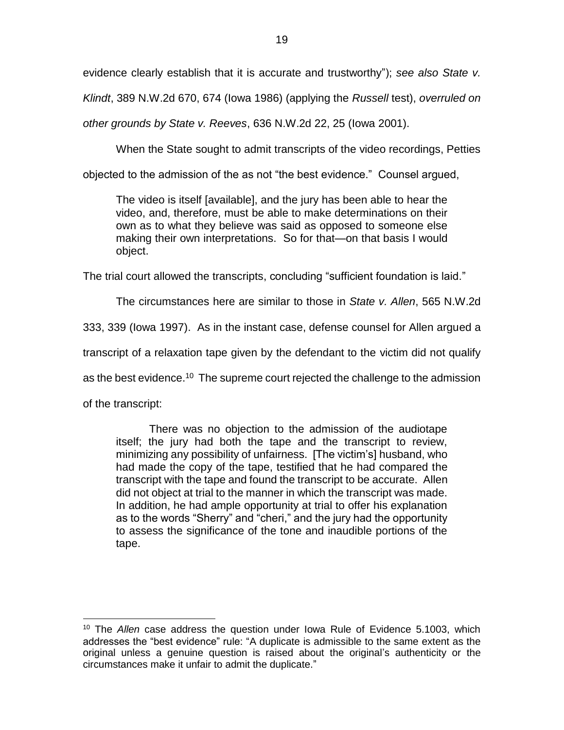evidence clearly establish that it is accurate and trustworthy"); *see also State v. Klindt*, 389 N.W.2d 670, 674 (Iowa 1986) (applying the *Russell* test), *overruled on other grounds by State v. Reeves*, 636 N.W.2d 22, 25 (Iowa 2001).

When the State sought to admit transcripts of the video recordings, Petties objected to the admission of the as not "the best evidence." Counsel argued,

> The video is itself [available], and the jury has been able to hear the video, and, therefore, must be able to make determinations on their own as to what they believe was said as opposed to someone else making their own interpretations. So for that—on that basis I would object.

The trial court allowed the transcripts, concluding "sufficient foundation is laid."

The circumstances here are similar to those in *State v. Allen*, 565 N.W.2d 333, 339 (Iowa 1997). As in the instant case, defense counsel for Allen argued a transcript of a relaxation tape given by the defendant to the victim did not qualify as the best evidence.[10] The supreme court rejected the challenge to the admission of the transcript:

> There was no objection to the admission of the audiotape itself; the jury had both the tape and the transcript to review, minimizing any possibility of unfairness. [The victim's] husband, who had made the copy of the tape, testified that he had compared the transcript with the tape and found the transcript to be accurate. Allen did not object at trial to the manner in which the transcript was made. In addition, he had ample opportunity at trial to offer his explanation as to the words "Sherry" and "cheri," and the jury had the opportunity to assess the significance of the tone and inaudible portions of the tape.

---

[10] The *Allen* case address the question under Iowa Rule of Evidence 5.1003, which addresses the "best evidence" rule: "A duplicate is admissible to the same extent as the original unless a genuine question is raised about the original's authenticity or the circumstances make it unfair to admit the duplicate."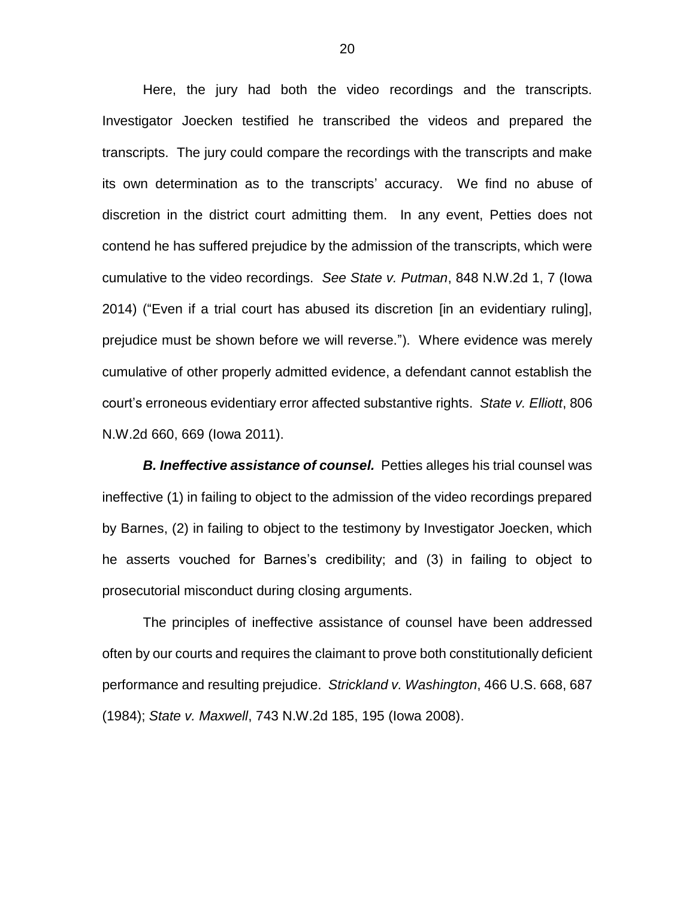Here, the jury had both the video recordings and the transcripts. Investigator Joecken testified he transcribed the videos and prepared the transcripts. The jury could compare the recordings with the transcripts and make its own determination as to the transcripts' accuracy. We find no abuse of discretion in the district court admitting them. In any event, Petties does not contend he has suffered prejudice by the admission of the transcripts, which were cumulative to the video recordings. *See State v. Putman*, 848 N.W.2d 1, 7 (Iowa 2014) ("Even if a trial court has abused its discretion [in an evidentiary ruling], prejudice must be shown before we will reverse."). Where evidence was merely cumulative of other properly admitted evidence, a defendant cannot establish the court's erroneous evidentiary error affected substantive rights. *State v. Elliott*, 806 N.W.2d 660, 669 (Iowa 2011).

***B. Ineffective assistance of counsel.*** Petties alleges his trial counsel was ineffective (1) in failing to object to the admission of the video recordings prepared by Barnes, (2) in failing to object to the testimony by Investigator Joecken, which he asserts vouched for Barnes's credibility; and (3) in failing to object to prosecutorial misconduct during closing arguments.

The principles of ineffective assistance of counsel have been addressed often by our courts and requires the claimant to prove both constitutionally deficient performance and resulting prejudice. *Strickland v. Washington*, 466 U.S. 668, 687 (1984); *State v. Maxwell*, 743 N.W.2d 185, 195 (Iowa 2008).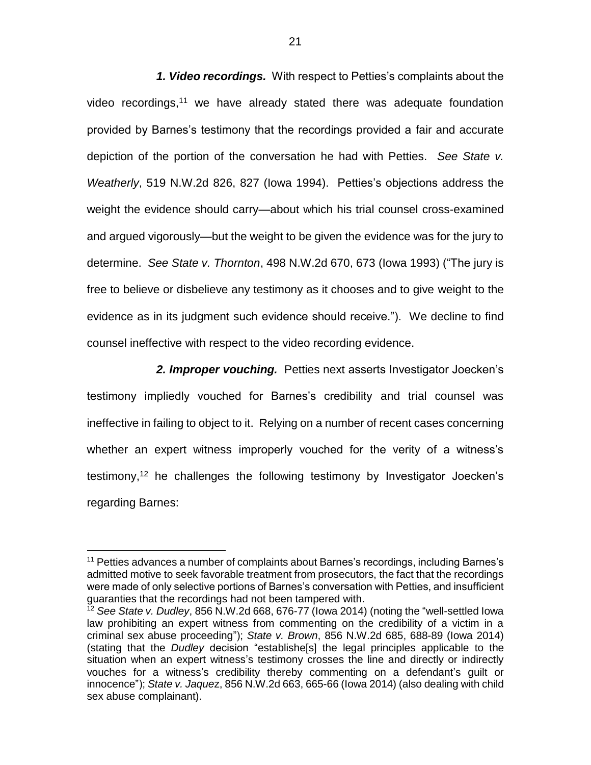***1. Video recordings.*** With respect to Petties's complaints about the video recordings,[11] we have already stated there was adequate foundation provided by Barnes's testimony that the recordings provided a fair and accurate depiction of the portion of the conversation he had with Petties. *See State v. Weatherly*, 519 N.W.2d 826, 827 (Iowa 1994). Petties's objections address the weight the evidence should carry—about which his trial counsel cross-examined and argued vigorously—but the weight to be given the evidence was for the jury to determine. *See State v. Thornton*, 498 N.W.2d 670, 673 (Iowa 1993) ("The jury is free to believe or disbelieve any testimony as it chooses and to give weight to the evidence as in its judgment such evidence should receive."). We decline to find counsel ineffective with respect to the video recording evidence.

***2. Improper vouching.*** Petties next asserts Investigator Joecken's testimony impliedly vouched for Barnes's credibility and trial counsel was ineffective in failing to object to it. Relying on a number of recent cases concerning whether an expert witness improperly vouched for the verity of a witness's testimony,[12] he challenges the following testimony by Investigator Joecken's regarding Barnes:

---

[11] Petties advances a number of complaints about Barnes's recordings, including Barnes's admitted motive to seek favorable treatment from prosecutors, the fact that the recordings were made of only selective portions of Barnes's conversation with Petties, and insufficient guaranties that the recordings had not been tampered with.

[12] *See State v. Dudley*, 856 N.W.2d 668, 676-77 (Iowa 2014) (noting the "well-settled Iowa law prohibiting an expert witness from commenting on the credibility of a victim in a criminal sex abuse proceeding"); *State v. Brown*, 856 N.W.2d 685, 688-89 (Iowa 2014) (stating that the *Dudley* decision "establishe[s] the legal principles applicable to the situation when an expert witness's testimony crosses the line and directly or indirectly vouches for a witness's credibility thereby commenting on a defendant's guilt or innocence"); *State v. Jaquez*, 856 N.W.2d 663, 665-66 (Iowa 2014) (also dealing with child sex abuse complainant).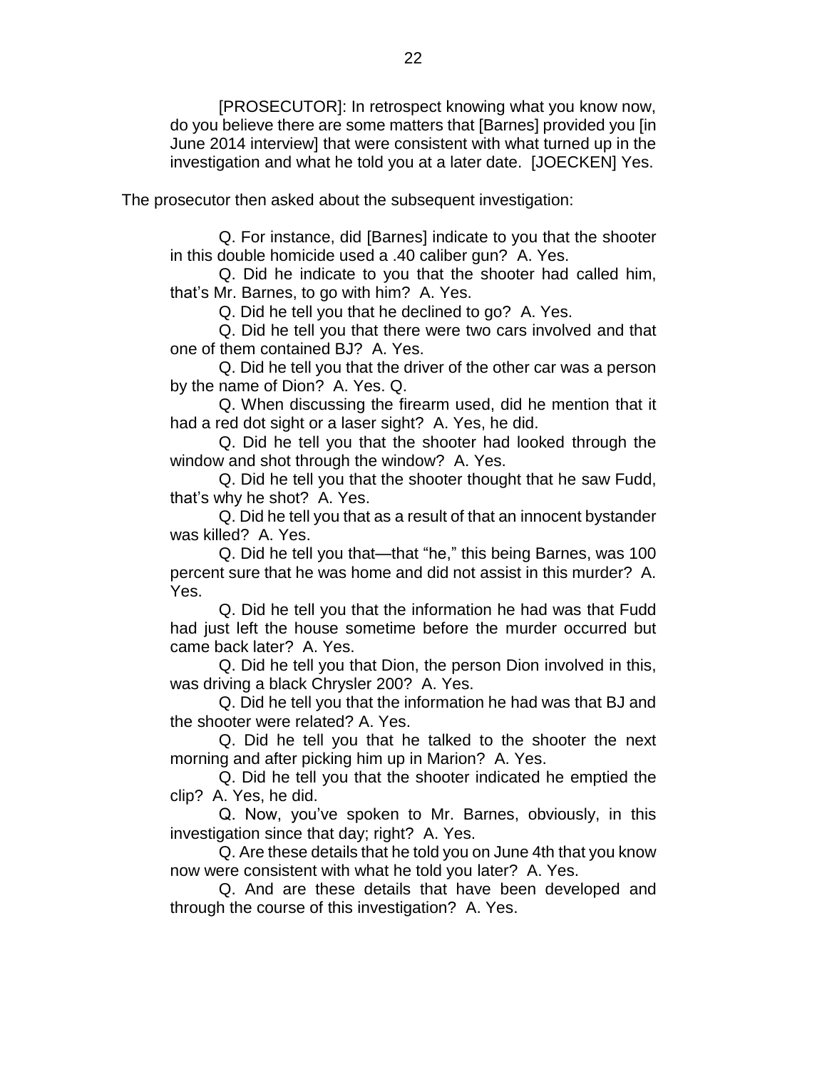> [PROSECUTOR]: In retrospect knowing what you know now, do you believe there are some matters that [Barnes] provided you [in June 2014 interview] that were consistent with what turned up in the investigation and what he told you at a later date. [JOECKEN] Yes.

The prosecutor then asked about the subsequent investigation:

> Q. For instance, did [Barnes] indicate to you that the shooter in this double homicide used a .40 caliber gun? A. Yes.
>
> Q. Did he indicate to you that the shooter had called him, that's Mr. Barnes, to go with him? A. Yes.
>
> Q. Did he tell you that he declined to go? A. Yes.
>
> Q. Did he tell you that there were two cars involved and that one of them contained BJ? A. Yes.
>
> Q. Did he tell you that the driver of the other car was a person by the name of Dion? A. Yes. Q.
>
> Q. When discussing the firearm used, did he mention that it had a red dot sight or a laser sight? A. Yes, he did.
>
> Q. Did he tell you that the shooter had looked through the window and shot through the window? A. Yes.
>
> Q. Did he tell you that the shooter thought that he saw Fudd, that's why he shot? A. Yes.
>
> Q. Did he tell you that as a result of that an innocent bystander was killed? A. Yes.
>
> Q. Did he tell you that—that "he," this being Barnes, was 100 percent sure that he was home and did not assist in this murder? A. Yes.
>
> Q. Did he tell you that the information he had was that Fudd had just left the house sometime before the murder occurred but came back later? A. Yes.
>
> Q. Did he tell you that Dion, the person Dion involved in this, was driving a black Chrysler 200? A. Yes.
>
> Q. Did he tell you that the information he had was that BJ and the shooter were related? A. Yes.
>
> Q. Did he tell you that he talked to the shooter the next morning and after picking him up in Marion? A. Yes.
>
> Q. Did he tell you that the shooter indicated he emptied the clip? A. Yes, he did.
>
> Q. Now, you've spoken to Mr. Barnes, obviously, in this investigation since that day; right? A. Yes.
>
> Q. Are these details that he told you on June 4th that you know now were consistent with what he told you later? A. Yes.
>
> Q. And are these details that have been developed and through the course of this investigation? A. Yes.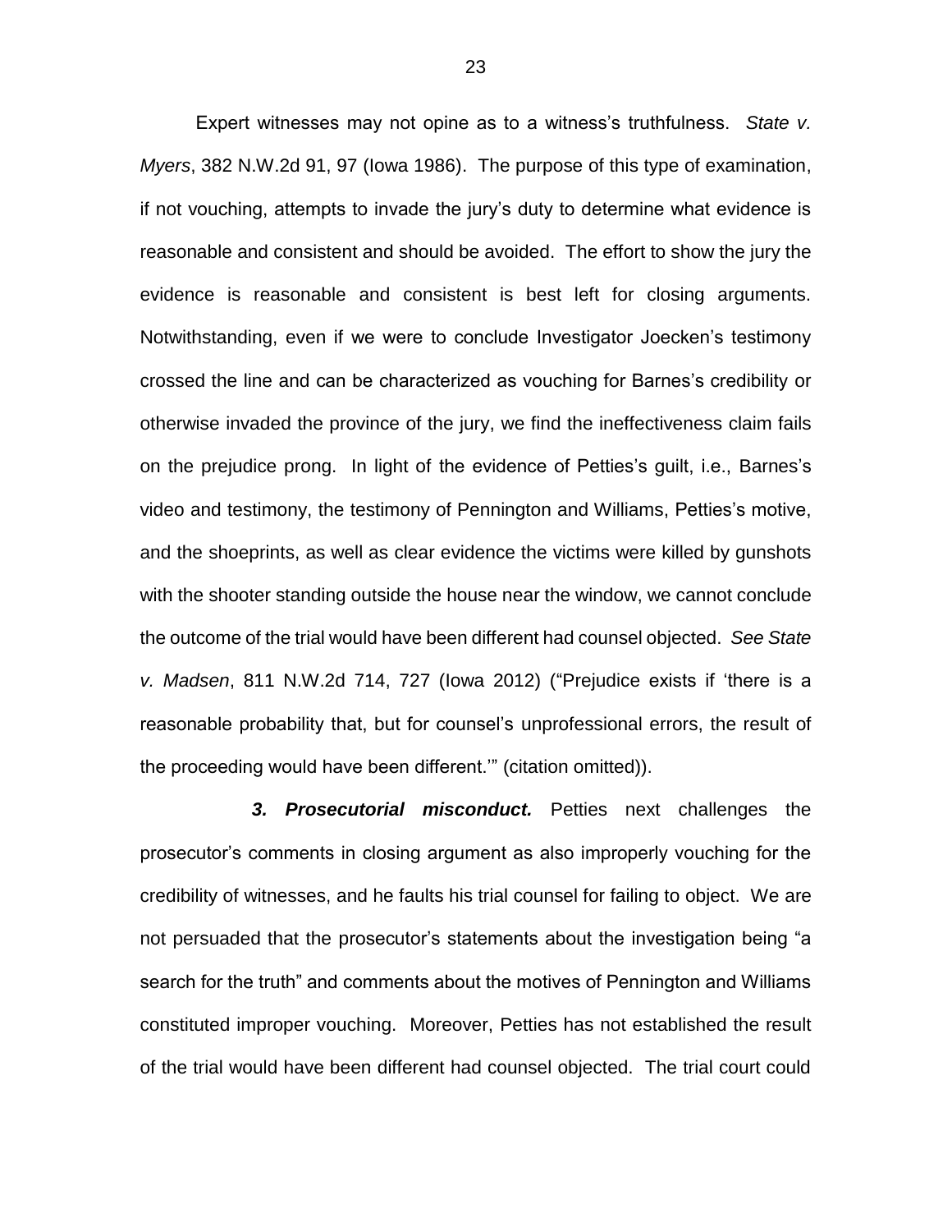Expert witnesses may not opine as to a witness's truthfulness. *State v. Myers*, 382 N.W.2d 91, 97 (Iowa 1986). The purpose of this type of examination, if not vouching, attempts to invade the jury's duty to determine what evidence is reasonable and consistent and should be avoided. The effort to show the jury the evidence is reasonable and consistent is best left for closing arguments. Notwithstanding, even if we were to conclude Investigator Joecken's testimony crossed the line and can be characterized as vouching for Barnes's credibility or otherwise invaded the province of the jury, we find the ineffectiveness claim fails on the prejudice prong. In light of the evidence of Petties's guilt, i.e., Barnes's video and testimony, the testimony of Pennington and Williams, Petties's motive, and the shoeprints, as well as clear evidence the victims were killed by gunshots with the shooter standing outside the house near the window, we cannot conclude the outcome of the trial would have been different had counsel objected. *See State v. Madsen*, 811 N.W.2d 714, 727 (Iowa 2012) ("Prejudice exists if 'there is a reasonable probability that, but for counsel's unprofessional errors, the result of the proceeding would have been different.'" (citation omitted)).

***3. Prosecutorial misconduct.*** Petties next challenges the prosecutor's comments in closing argument as also improperly vouching for the credibility of witnesses, and he faults his trial counsel for failing to object. We are not persuaded that the prosecutor's statements about the investigation being "a search for the truth" and comments about the motives of Pennington and Williams constituted improper vouching. Moreover, Petties has not established the result of the trial would have been different had counsel objected. The trial court could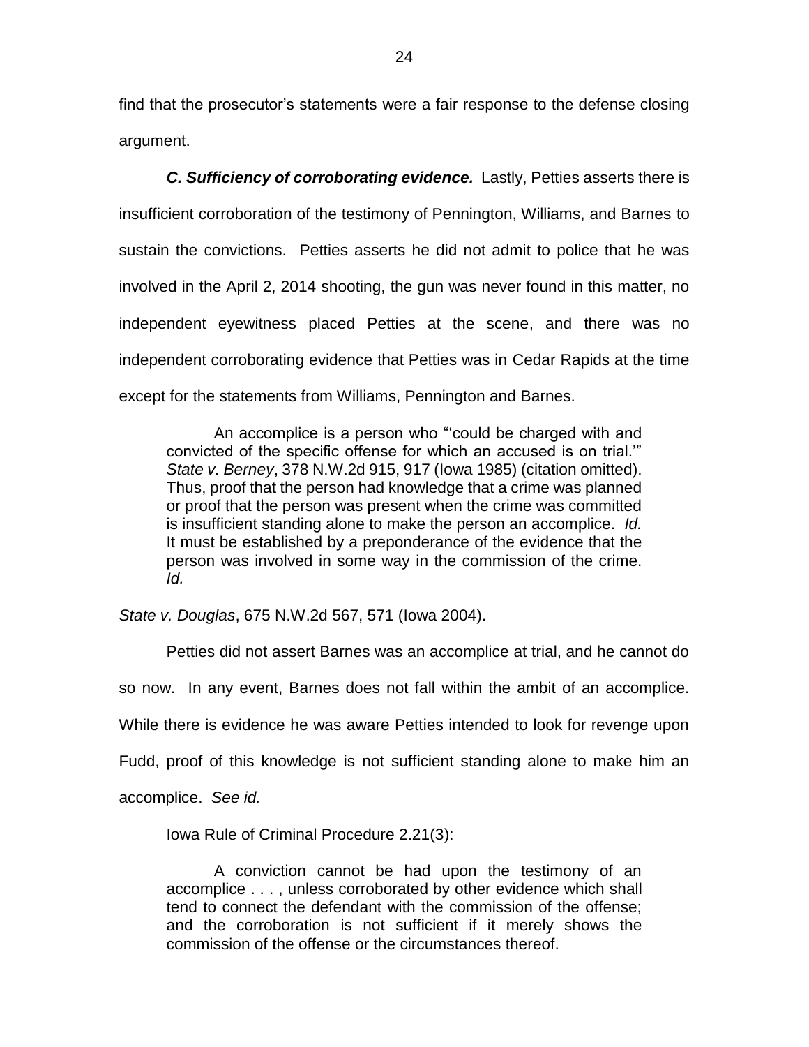find that the prosecutor's statements were a fair response to the defense closing argument.

***C. Sufficiency of corroborating evidence.*** Lastly, Petties asserts there is insufficient corroboration of the testimony of Pennington, Williams, and Barnes to sustain the convictions. Petties asserts he did not admit to police that he was involved in the April 2, 2014 shooting, the gun was never found in this matter, no independent eyewitness placed Petties at the scene, and there was no independent corroborating evidence that Petties was in Cedar Rapids at the time except for the statements from Williams, Pennington and Barnes.

> An accomplice is a person who "'could be charged with and convicted of the specific offense for which an accused is on trial.'" *State v. Berney*, 378 N.W.2d 915, 917 (Iowa 1985) (citation omitted). Thus, proof that the person had knowledge that a crime was planned or proof that the person was present when the crime was committed is insufficient standing alone to make the person an accomplice. *Id.* It must be established by a preponderance of the evidence that the person was involved in some way in the commission of the crime. *Id.*

*State v. Douglas*, 675 N.W.2d 567, 571 (Iowa 2004).

Petties did not assert Barnes was an accomplice at trial, and he cannot do so now. In any event, Barnes does not fall within the ambit of an accomplice. While there is evidence he was aware Petties intended to look for revenge upon Fudd, proof of this knowledge is not sufficient standing alone to make him an accomplice. *See id.*

Iowa Rule of Criminal Procedure 2.21(3):

> A conviction cannot be had upon the testimony of an accomplice . . . , unless corroborated by other evidence which shall tend to connect the defendant with the commission of the offense; and the corroboration is not sufficient if it merely shows the commission of the offense or the circumstances thereof.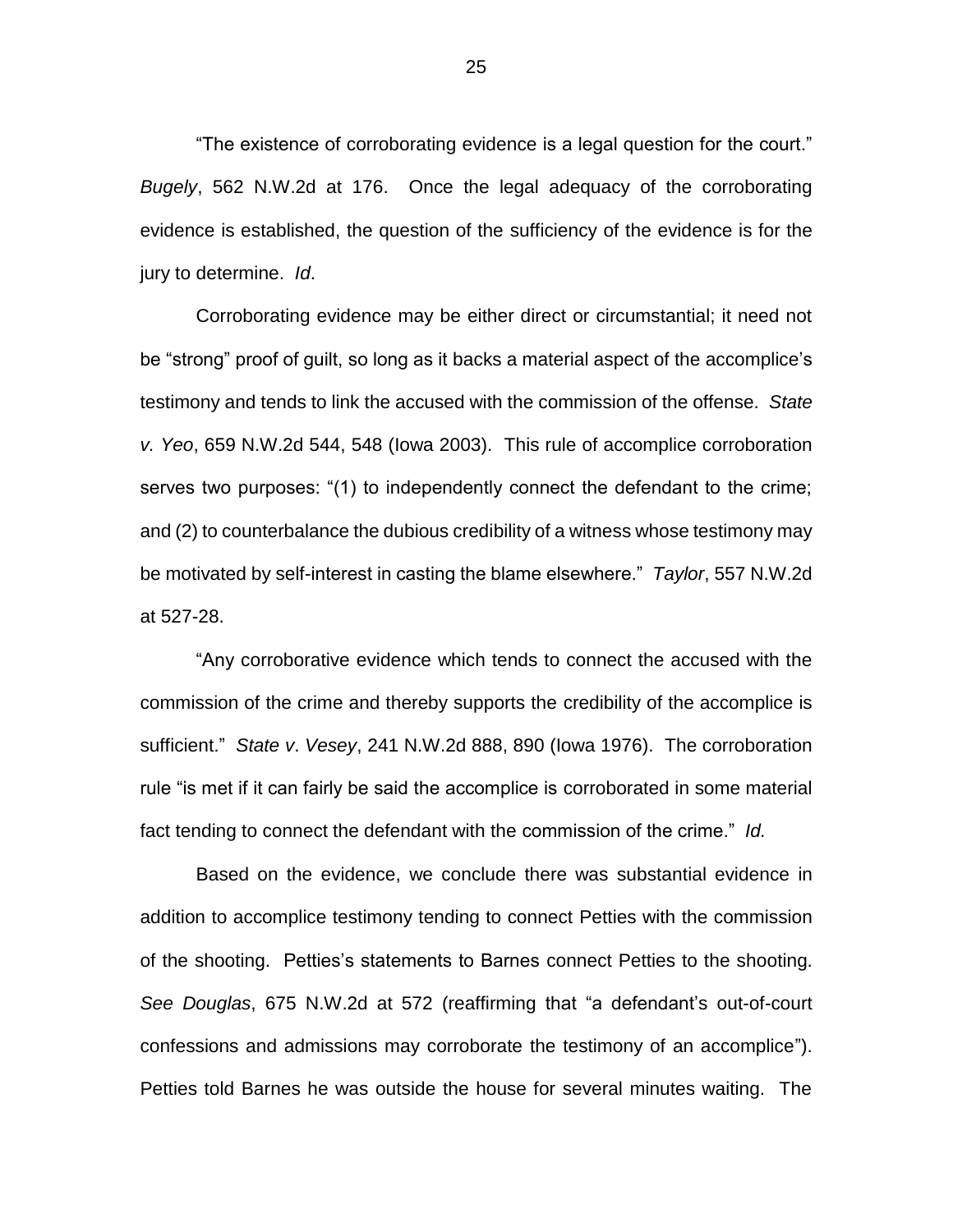"The existence of corroborating evidence is a legal question for the court." *Bugely*, 562 N.W.2d at 176. Once the legal adequacy of the corroborating evidence is established, the question of the sufficiency of the evidence is for the jury to determine. *Id*.

Corroborating evidence may be either direct or circumstantial; it need not be "strong" proof of guilt, so long as it backs a material aspect of the accomplice's testimony and tends to link the accused with the commission of the offense. *State v. Yeo*, 659 N.W.2d 544, 548 (Iowa 2003). This rule of accomplice corroboration serves two purposes: "(1) to independently connect the defendant to the crime; and (2) to counterbalance the dubious credibility of a witness whose testimony may be motivated by self-interest in casting the blame elsewhere." *Taylor*, 557 N.W.2d at 527-28.

"Any corroborative evidence which tends to connect the accused with the commission of the crime and thereby supports the credibility of the accomplice is sufficient." *State v. Vesey*, 241 N.W.2d 888, 890 (Iowa 1976). The corroboration rule "is met if it can fairly be said the accomplice is corroborated in some material fact tending to connect the defendant with the commission of the crime." *Id.*

Based on the evidence, we conclude there was substantial evidence in addition to accomplice testimony tending to connect Petties with the commission of the shooting. Petties's statements to Barnes connect Petties to the shooting. *See Douglas*, 675 N.W.2d at 572 (reaffirming that "a defendant's out-of-court confessions and admissions may corroborate the testimony of an accomplice"). Petties told Barnes he was outside the house for several minutes waiting. The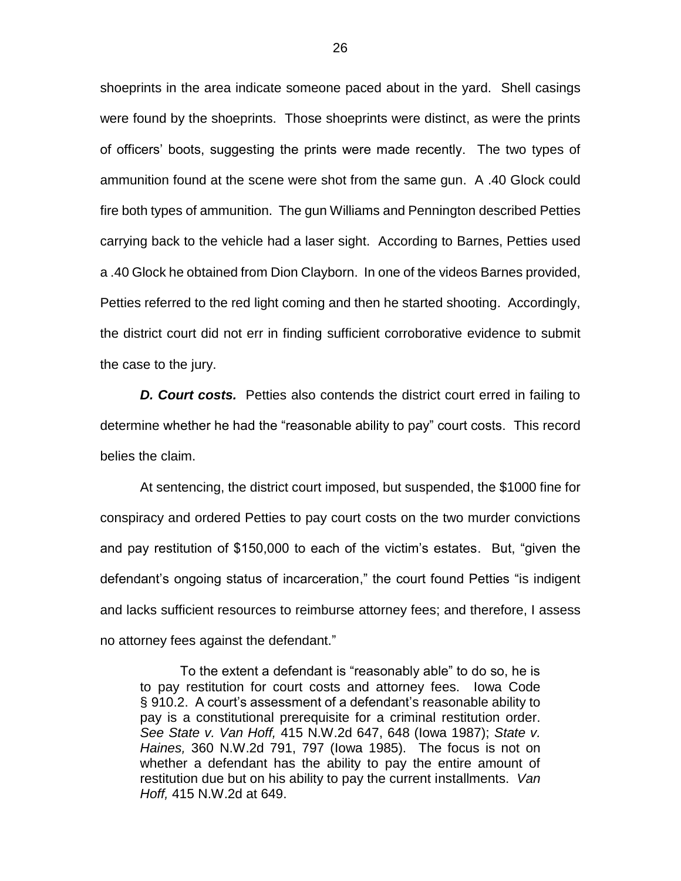shoeprints in the area indicate someone paced about in the yard. Shell casings were found by the shoeprints. Those shoeprints were distinct, as were the prints of officers' boots, suggesting the prints were made recently. The two types of ammunition found at the scene were shot from the same gun. A .40 Glock could fire both types of ammunition. The gun Williams and Pennington described Petties carrying back to the vehicle had a laser sight. According to Barnes, Petties used a .40 Glock he obtained from Dion Clayborn. In one of the videos Barnes provided, Petties referred to the red light coming and then he started shooting. Accordingly, the district court did not err in finding sufficient corroborative evidence to submit the case to the jury.

***D. Court costs.*** Petties also contends the district court erred in failing to determine whether he had the "reasonable ability to pay" court costs. This record belies the claim.

At sentencing, the district court imposed, but suspended, the $1000 fine for conspiracy and ordered Petties to pay court costs on the two murder convictions and pay restitution of $150,000 to each of the victim's estates. But, "given the defendant's ongoing status of incarceration," the court found Petties "is indigent and lacks sufficient resources to reimburse attorney fees; and therefore, I assess no attorney fees against the defendant."

> To the extent a defendant is "reasonably able" to do so, he is to pay restitution for court costs and attorney fees. Iowa Code § 910.2. A court's assessment of a defendant's reasonable ability to pay is a constitutional prerequisite for a criminal restitution order. *See State v. Van Hoff,* 415 N.W.2d 647, 648 (Iowa 1987); *State v. Haines,* 360 N.W.2d 791, 797 (Iowa 1985). The focus is not on whether a defendant has the ability to pay the entire amount of restitution due but on his ability to pay the current installments. *Van Hoff,* 415 N.W.2d at 649.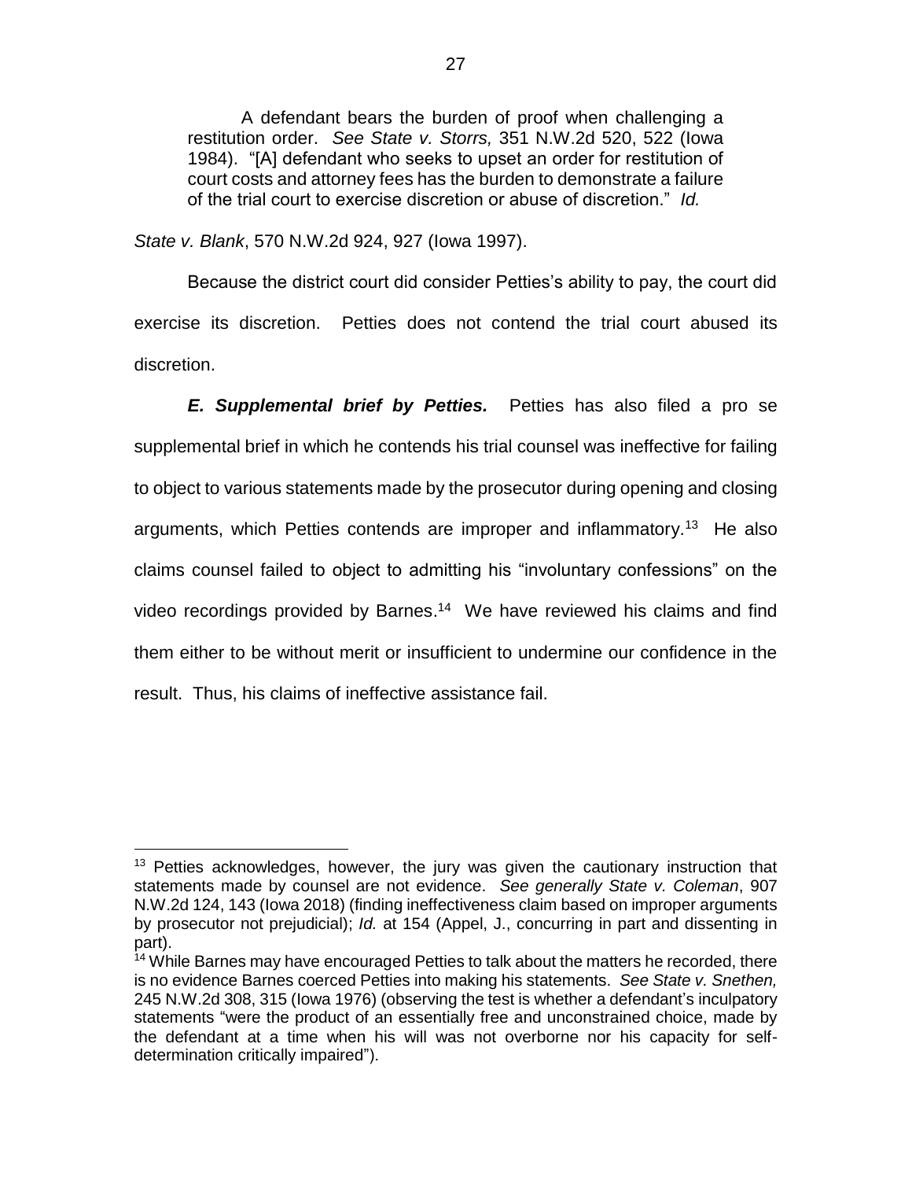> A defendant bears the burden of proof when challenging a restitution order. *See State v. Storrs,* 351 N.W.2d 520, 522 (Iowa 1984). "[A] defendant who seeks to upset an order for restitution of court costs and attorney fees has the burden to demonstrate a failure of the trial court to exercise discretion or abuse of discretion." *Id.*

*State v. Blank*, 570 N.W.2d 924, 927 (Iowa 1997).

Because the district court did consider Petties's ability to pay, the court did exercise its discretion. Petties does not contend the trial court abused its discretion.

***E. Supplemental brief by Petties.*** Petties has also filed a pro se supplemental brief in which he contends his trial counsel was ineffective for failing to object to various statements made by the prosecutor during opening and closing arguments, which Petties contends are improper and inflammatory.[13] He also claims counsel failed to object to admitting his "involuntary confessions" on the video recordings provided by Barnes.[14] We have reviewed his claims and find them either to be without merit or insufficient to undermine our confidence in the result. Thus, his claims of ineffective assistance fail.

---

[13] Petties acknowledges, however, the jury was given the cautionary instruction that statements made by counsel are not evidence. *See generally State v. Coleman*, 907 N.W.2d 124, 143 (Iowa 2018) (finding ineffectiveness claim based on improper arguments by prosecutor not prejudicial); *Id.* at 154 (Appel, J., concurring in part and dissenting in part).

[14] While Barnes may have encouraged Petties to talk about the matters he recorded, there is no evidence Barnes coerced Petties into making his statements. *See State v. Snethen,* 245 N.W.2d 308, 315 (Iowa 1976) (observing the test is whether a defendant's inculpatory statements "were the product of an essentially free and unconstrained choice, made by the defendant at a time when his will was not overborne nor his capacity for self-determination critically impaired").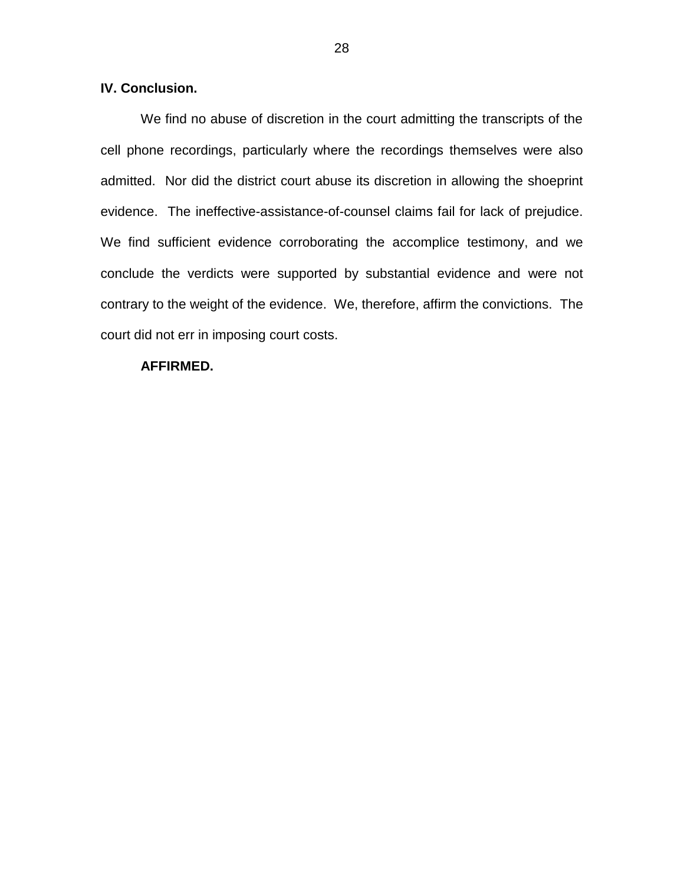**IV. Conclusion.**

We find no abuse of discretion in the court admitting the transcripts of the cell phone recordings, particularly where the recordings themselves were also admitted. Nor did the district court abuse its discretion in allowing the shoeprint evidence. The ineffective-assistance-of-counsel claims fail for lack of prejudice. We find sufficient evidence corroborating the accomplice testimony, and we conclude the verdicts were supported by substantial evidence and were not contrary to the weight of the evidence. We, therefore, affirm the convictions. The court did not err in imposing court costs.

**AFFIRMED.**